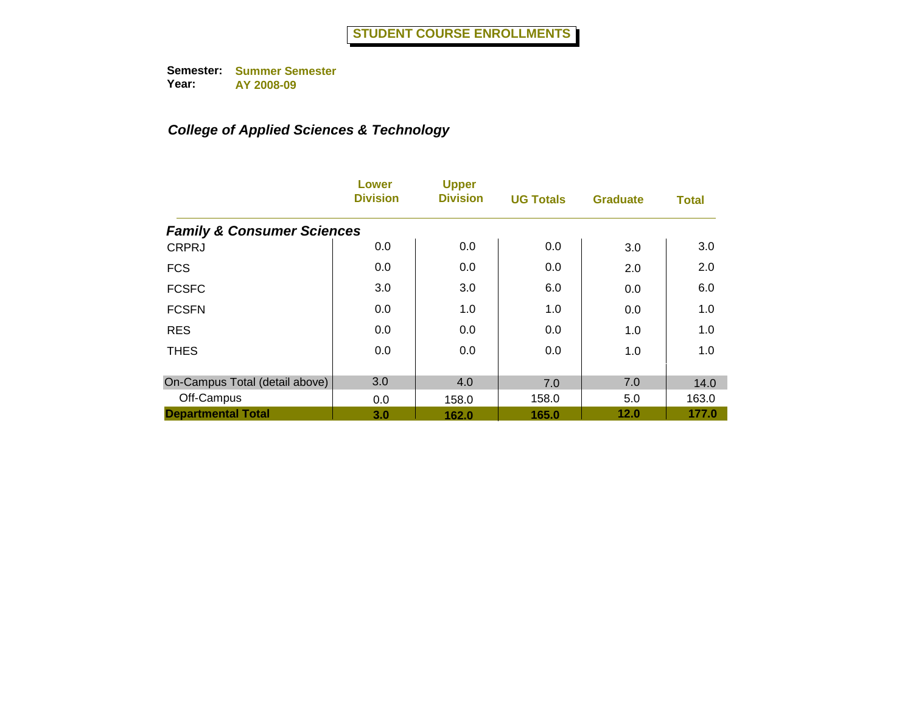# STUDENT COURSE ENROLLMENTS

**Semester:** Summer Semester
**Year:** AY 2008-09

## *College of Applied Sciences & Technology*

| | Lower Division | Upper Division | UG Totals | Graduate | Total |
|---|---|---|---|---|---|
| ***Family & Consumer Sciences*** | | | | | |
| CRPRJ | 0.0 | 0.0 | 0.0 | 3.0 | 3.0 |
| FCS | 0.0 | 0.0 | 0.0 | 2.0 | 2.0 |
| FCSFC | 3.0 | 3.0 | 6.0 | 0.0 | 6.0 |
| FCSFN | 0.0 | 1.0 | 1.0 | 0.0 | 1.0 |
| RES | 0.0 | 0.0 | 0.0 | 1.0 | 1.0 |
| THES | 0.0 | 0.0 | 0.0 | 1.0 | 1.0 |
| On-Campus Total (detail above) | 3.0 | 4.0 | 7.0 | 7.0 | 14.0 |
| Off-Campus | 0.0 | 158.0 | 158.0 | 5.0 | 163.0 |
| **Departmental Total** | **3.0** | **162.0** | **165.0** | **12.0** | **177.0** |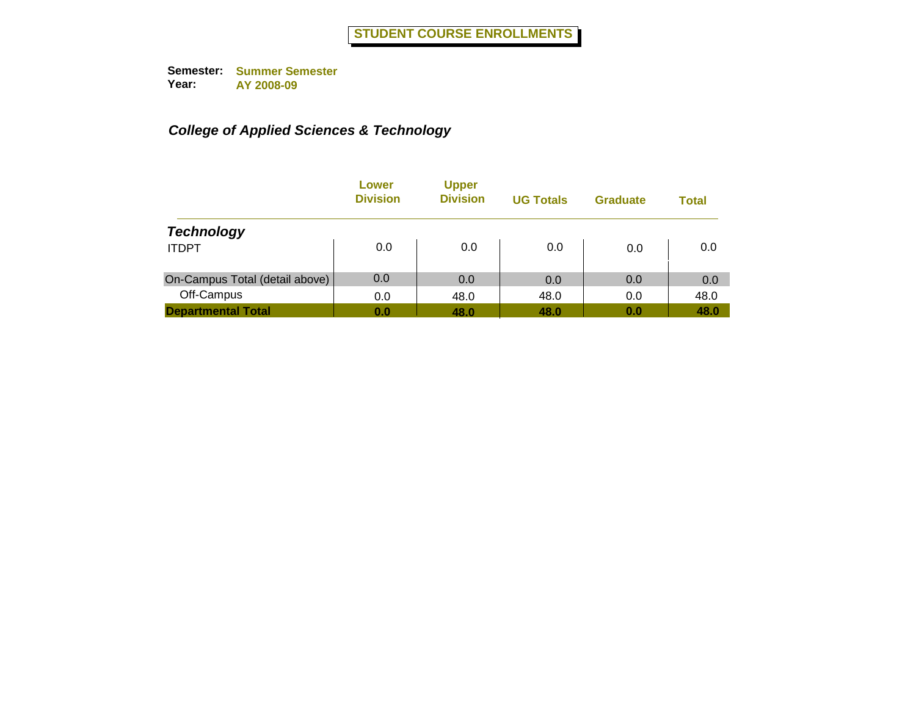# STUDENT COURSE ENROLLMENTS

**Semester:** Summer Semester
**Year:** AY 2008-09

### *College of Applied Sciences & Technology*

| | Lower Division | Upper Division | UG Totals | Graduate | Total |
|---|---|---|---|---|---|
| ***Technology*** | | | | | |
| ITDPT | 0.0 | 0.0 | 0.0 | 0.0 | 0.0 |
| On-Campus Total (detail above) | 0.0 | 0.0 | 0.0 | 0.0 | 0.0 |
| Off-Campus | 0.0 | 48.0 | 48.0 | 0.0 | 48.0 |
| **Departmental Total** | **0.0** | **48.0** | **48.0** | **0.0** | **48.0** |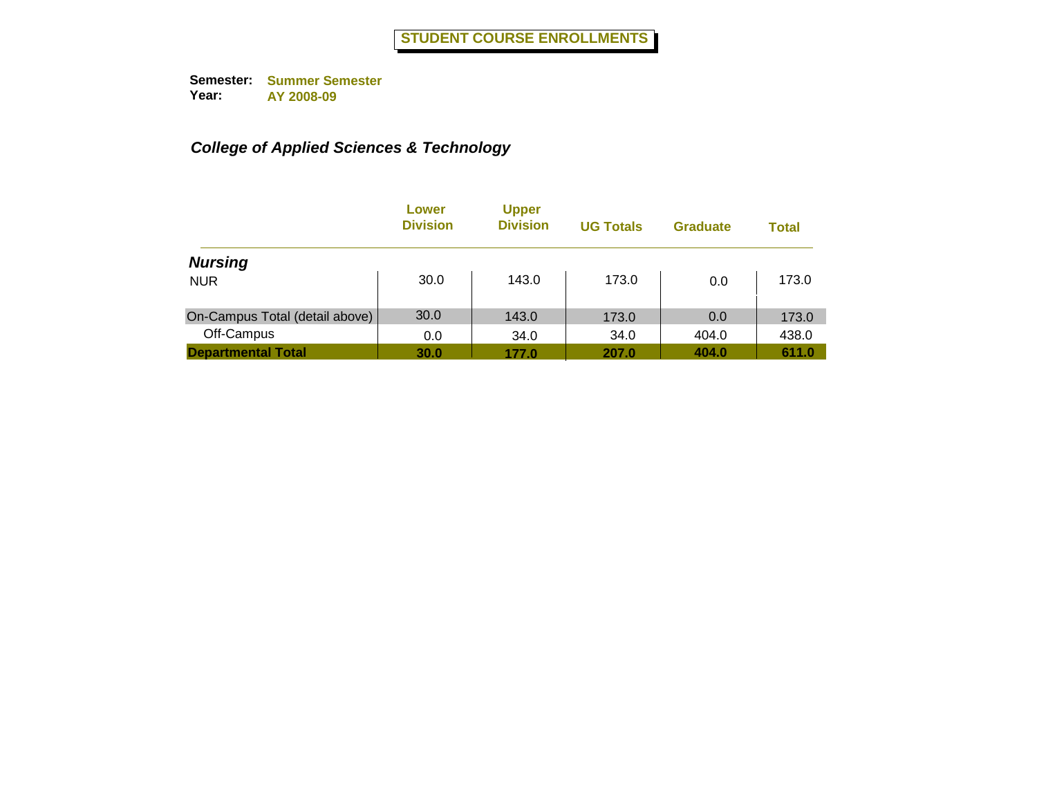# STUDENT COURSE ENROLLMENTS

**Semester:** Summer Semester
**Year:** AY 2008-09

### *College of Applied Sciences & Technology*

| | Lower Division | Upper Division | UG Totals | Graduate | Total |
|---|---|---|---|---|---|
| ***Nursing*** | | | | | |
| NUR | 30.0 | 143.0 | 173.0 | 0.0 | 173.0 |
| On-Campus Total (detail above) | 30.0 | 143.0 | 173.0 | 0.0 | 173.0 |
| Off-Campus | 0.0 | 34.0 | 34.0 | 404.0 | 438.0 |
| **Departmental Total** | **30.0** | **177.0** | **207.0** | **404.0** | **611.0** |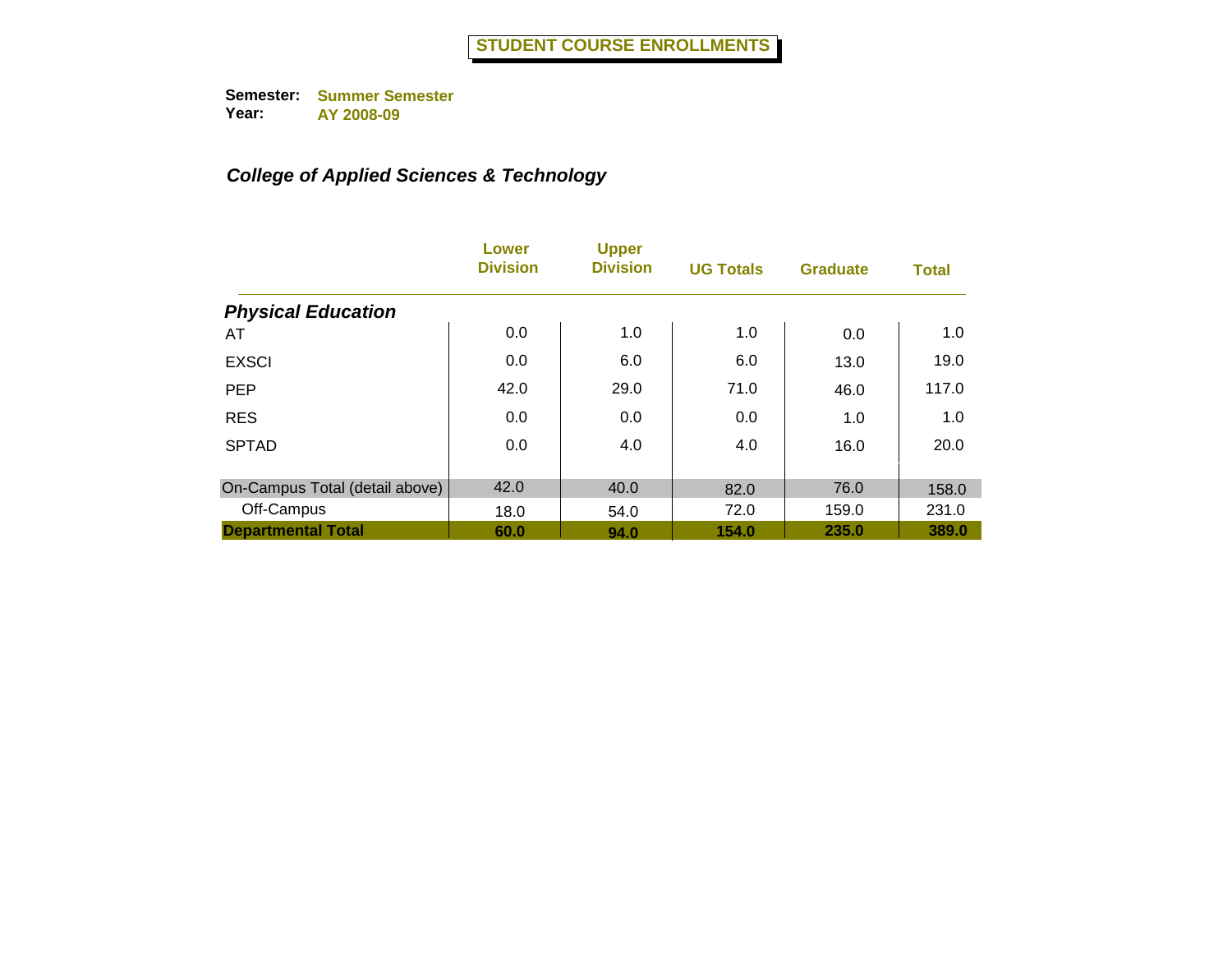# STUDENT COURSE ENROLLMENTS

**Semester:** Summer Semester
**Year:** AY 2008-09

### *College of Applied Sciences & Technology*

| | Lower Division | Upper Division | UG Totals | Graduate | Total |
|---|---|---|---|---|---|
| ***Physical Education*** | | | | | |
| AT | 0.0 | 1.0 | 1.0 | 0.0 | 1.0 |
| EXSCI | 0.0 | 6.0 | 6.0 | 13.0 | 19.0 |
| PEP | 42.0 | 29.0 | 71.0 | 46.0 | 117.0 |
| RES | 0.0 | 0.0 | 0.0 | 1.0 | 1.0 |
| SPTAD | 0.0 | 4.0 | 4.0 | 16.0 | 20.0 |
| On-Campus Total (detail above) | 42.0 | 40.0 | 82.0 | 76.0 | 158.0 |
| Off-Campus | 18.0 | 54.0 | 72.0 | 159.0 | 231.0 |
| **Departmental Total** | **60.0** | **94.0** | **154.0** | **235.0** | **389.0** |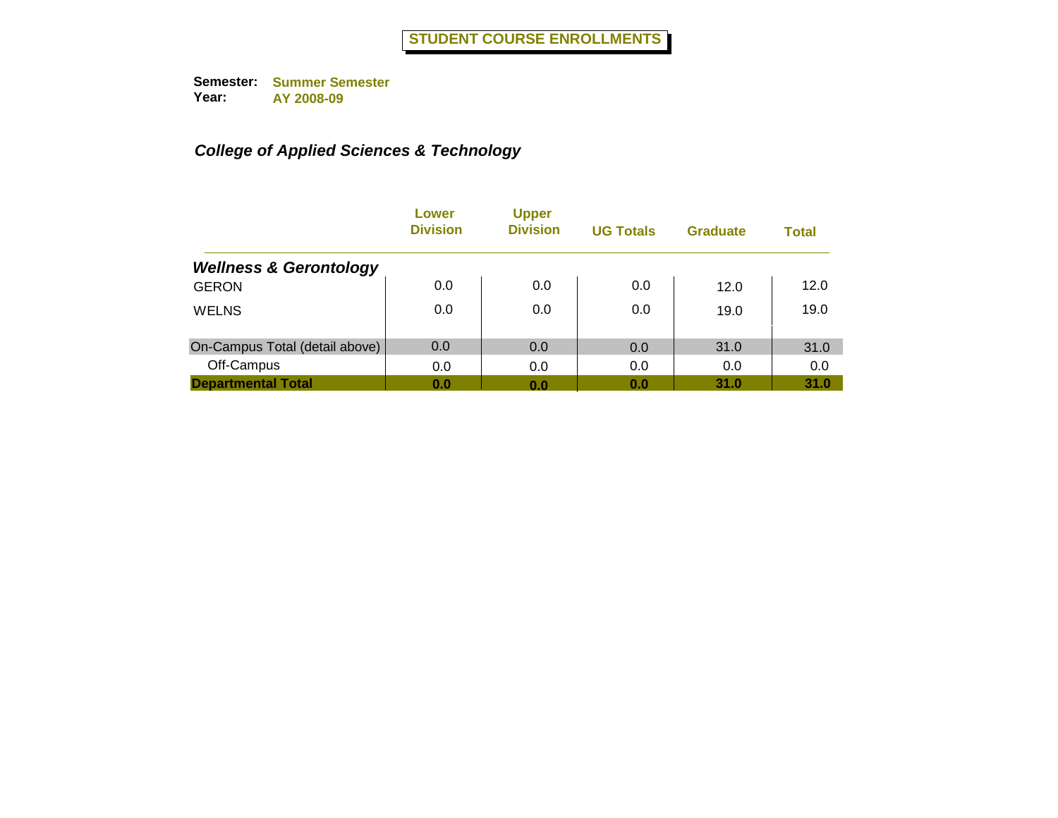# STUDENT COURSE ENROLLMENTS

**Semester:** Summer Semester
**Year:** AY 2008-09

***College of Applied Sciences & Technology***

| | Lower Division | Upper Division | UG Totals | Graduate | Total |
|---|---|---|---|---|---|
| ***Wellness & Gerontology*** | | | | | |
| GERON | 0.0 | 0.0 | 0.0 | 12.0 | 12.0 |
| WELNS | 0.0 | 0.0 | 0.0 | 19.0 | 19.0 |
| On-Campus Total (detail above) | 0.0 | 0.0 | 0.0 | 31.0 | 31.0 |
| Off-Campus | 0.0 | 0.0 | 0.0 | 0.0 | 0.0 |
| **Departmental Total** | **0.0** | **0.0** | **0.0** | **31.0** | **31.0** |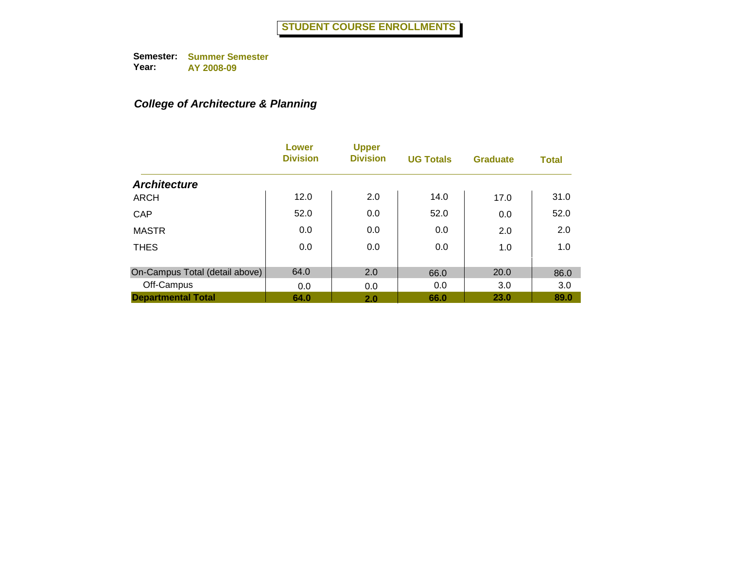# STUDENT COURSE ENROLLMENTS

**Semester:** **Summer Semester**
**Year:** **AY 2008-09**

## *College of Architecture & Planning*

| | Lower Division | Upper Division | UG Totals | Graduate | Total |
|---|---|---|---|---|---|
| ***Architecture*** | | | | | |
| ARCH | 12.0 | 2.0 | 14.0 | 17.0 | 31.0 |
| CAP | 52.0 | 0.0 | 52.0 | 0.0 | 52.0 |
| MASTR | 0.0 | 0.0 | 0.0 | 2.0 | 2.0 |
| THES | 0.0 | 0.0 | 0.0 | 1.0 | 1.0 |
| On-Campus Total (detail above) | 64.0 | 2.0 | 66.0 | 20.0 | 86.0 |
| Off-Campus | 0.0 | 0.0 | 0.0 | 3.0 | 3.0 |
| **Departmental Total** | **64.0** | **2.0** | **66.0** | **23.0** | **89.0** |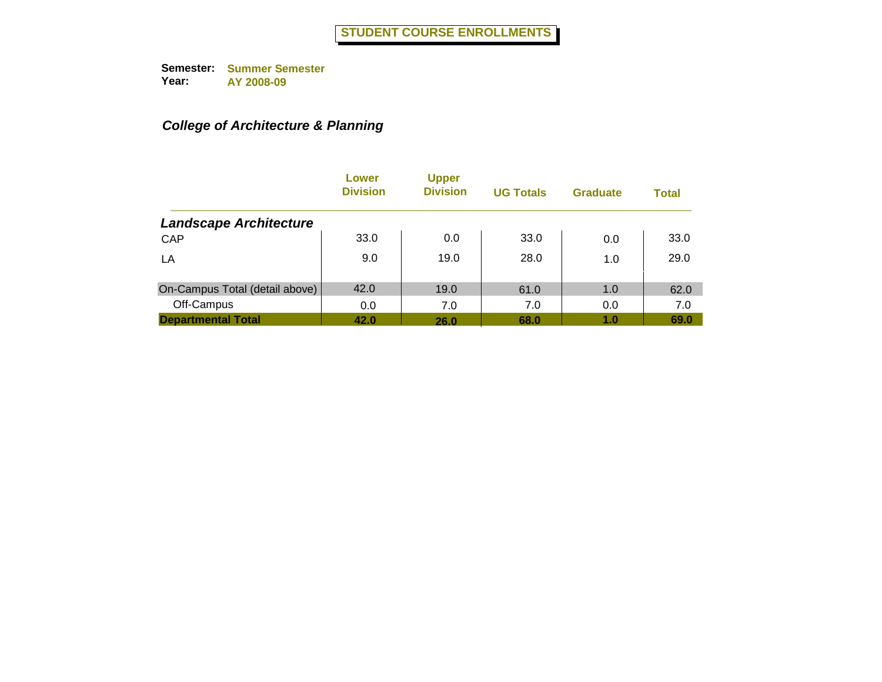# STUDENT COURSE ENROLLMENTS

**Semester:** Summer Semester
**Year:** AY 2008-09

## *College of Architecture & Planning*

| | Lower Division | Upper Division | UG Totals | Graduate | Total |
|---|---|---|---|---|---|
| ***Landscape Architecture*** | | | | | |
| CAP | 33.0 | 0.0 | 33.0 | 0.0 | 33.0 |
| LA | 9.0 | 19.0 | 28.0 | 1.0 | 29.0 |
| On-Campus Total (detail above) | 42.0 | 19.0 | 61.0 | 1.0 | 62.0 |
| Off-Campus | 0.0 | 7.0 | 7.0 | 0.0 | 7.0 |
| **Departmental Total** | **42.0** | **26.0** | **68.0** | **1.0** | **69.0** |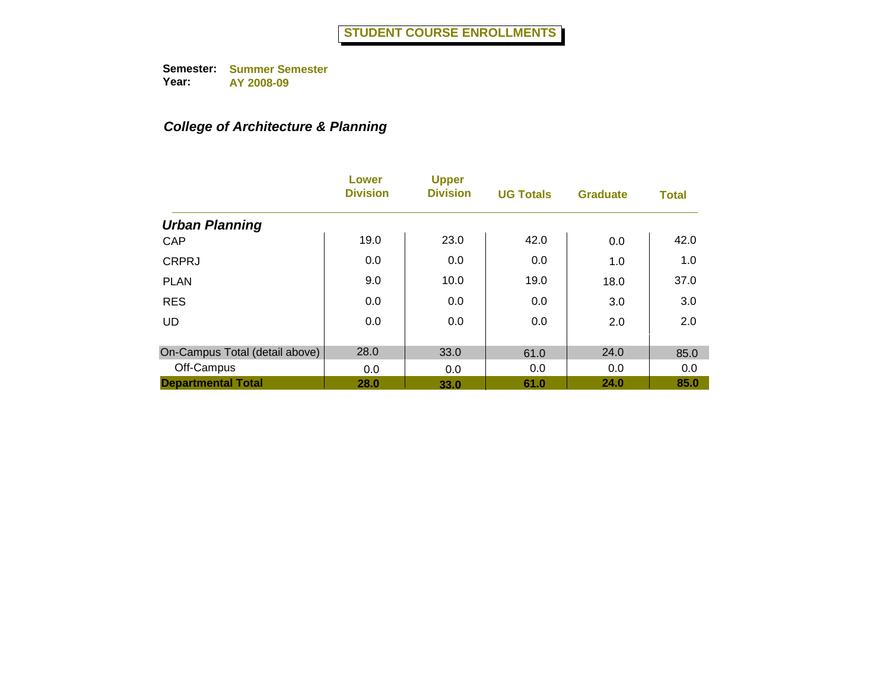# STUDENT COURSE ENROLLMENTS

**Semester:** Summer Semester
**Year:** AY 2008-09

***College of Architecture & Planning***

| | Lower Division | Upper Division | UG Totals | Graduate | Total |
|---|---|---|---|---|---|
| ***Urban Planning*** | | | | | |
| CAP | 19.0 | 23.0 | 42.0 | 0.0 | 42.0 |
| CRPRJ | 0.0 | 0.0 | 0.0 | 1.0 | 1.0 |
| PLAN | 9.0 | 10.0 | 19.0 | 18.0 | 37.0 |
| RES | 0.0 | 0.0 | 0.0 | 3.0 | 3.0 |
| UD | 0.0 | 0.0 | 0.0 | 2.0 | 2.0 |
| On-Campus Total (detail above) | 28.0 | 33.0 | 61.0 | 24.0 | 85.0 |
| Off-Campus | 0.0 | 0.0 | 0.0 | 0.0 | 0.0 |
| **Departmental Total** | **28.0** | **33.0** | **61.0** | **24.0** | **85.0** |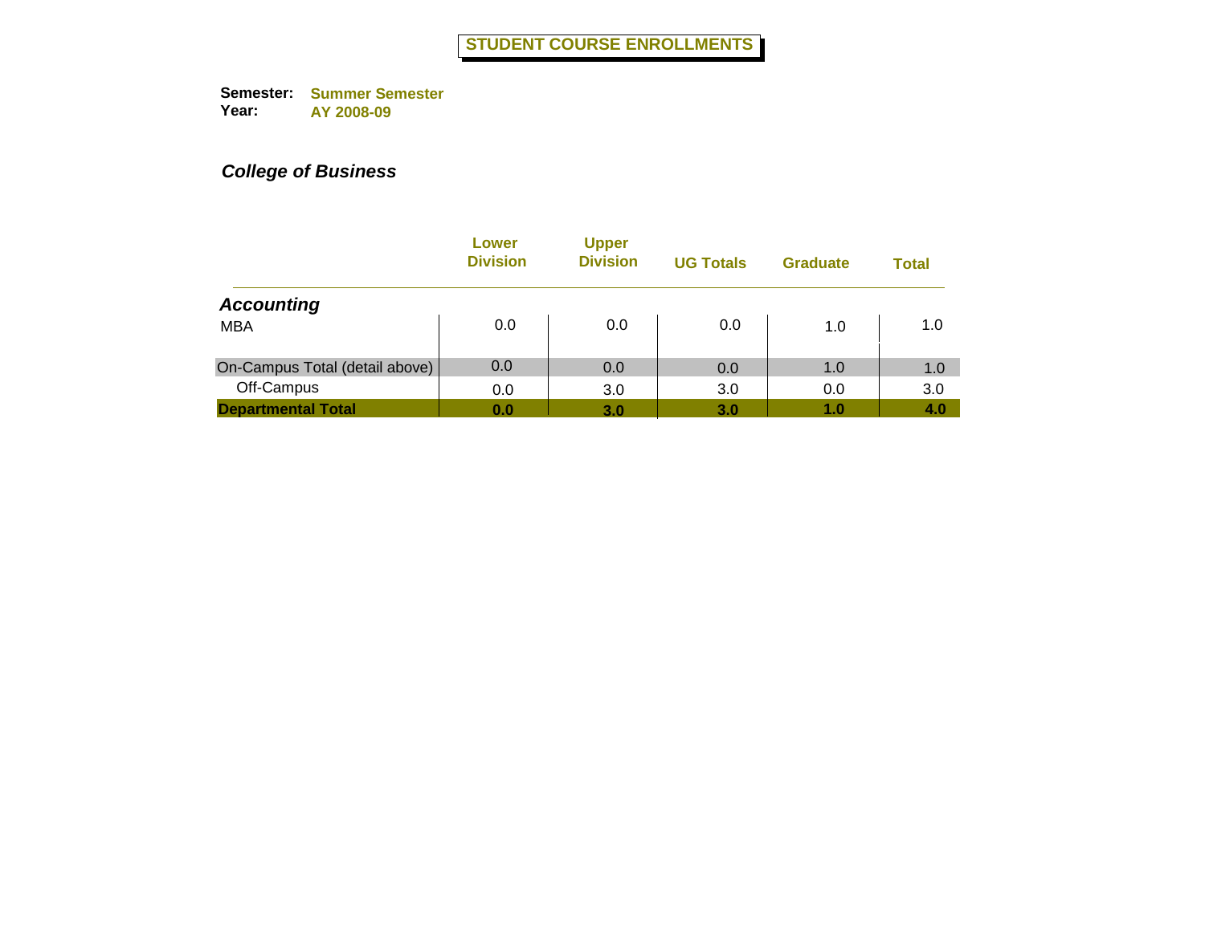# STUDENT COURSE ENROLLMENTS

**Semester:** Summer Semester
**Year:** AY 2008-09

***College of Business***

| | Lower Division | Upper Division | UG Totals | Graduate | Total |
|---|---|---|---|---|---|
| ***Accounting*** | | | | | |
| MBA | 0.0 | 0.0 | 0.0 | 1.0 | 1.0 |
| On-Campus Total (detail above) | 0.0 | 0.0 | 0.0 | 1.0 | 1.0 |
| Off-Campus | 0.0 | 3.0 | 3.0 | 0.0 | 3.0 |
| **Departmental Total** | **0.0** | **3.0** | **3.0** | **1.0** | **4.0** |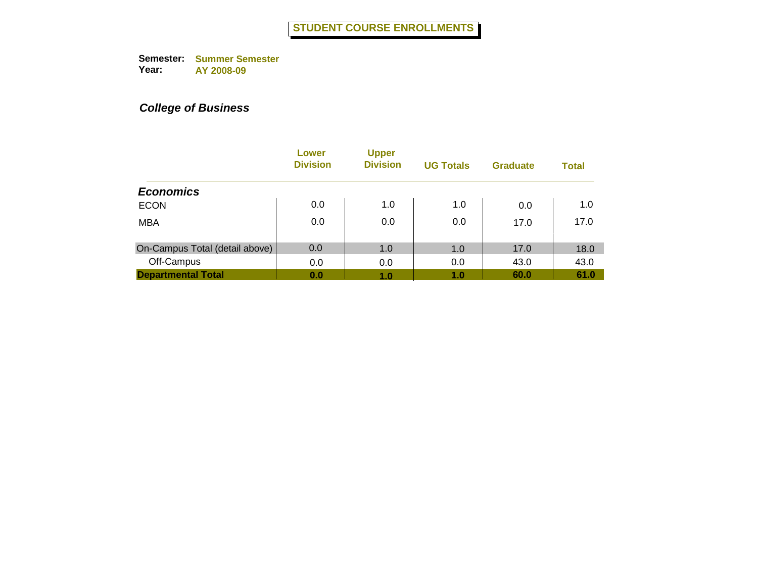# STUDENT COURSE ENROLLMENTS

**Semester:** Summer Semester
**Year:** AY 2008-09

***College of Business***

| | Lower Division | Upper Division | UG Totals | Graduate | Total |
|---|---|---|---|---|---|
| ***Economics*** | | | | | |
| ECON | 0.0 | 1.0 | 1.0 | 0.0 | 1.0 |
| MBA | 0.0 | 0.0 | 0.0 | 17.0 | 17.0 |
| On-Campus Total (detail above) | 0.0 | 1.0 | 1.0 | 17.0 | 18.0 |
| Off-Campus | 0.0 | 0.0 | 0.0 | 43.0 | 43.0 |
| **Departmental Total** | **0.0** | **1.0** | **1.0** | **60.0** | **61.0** |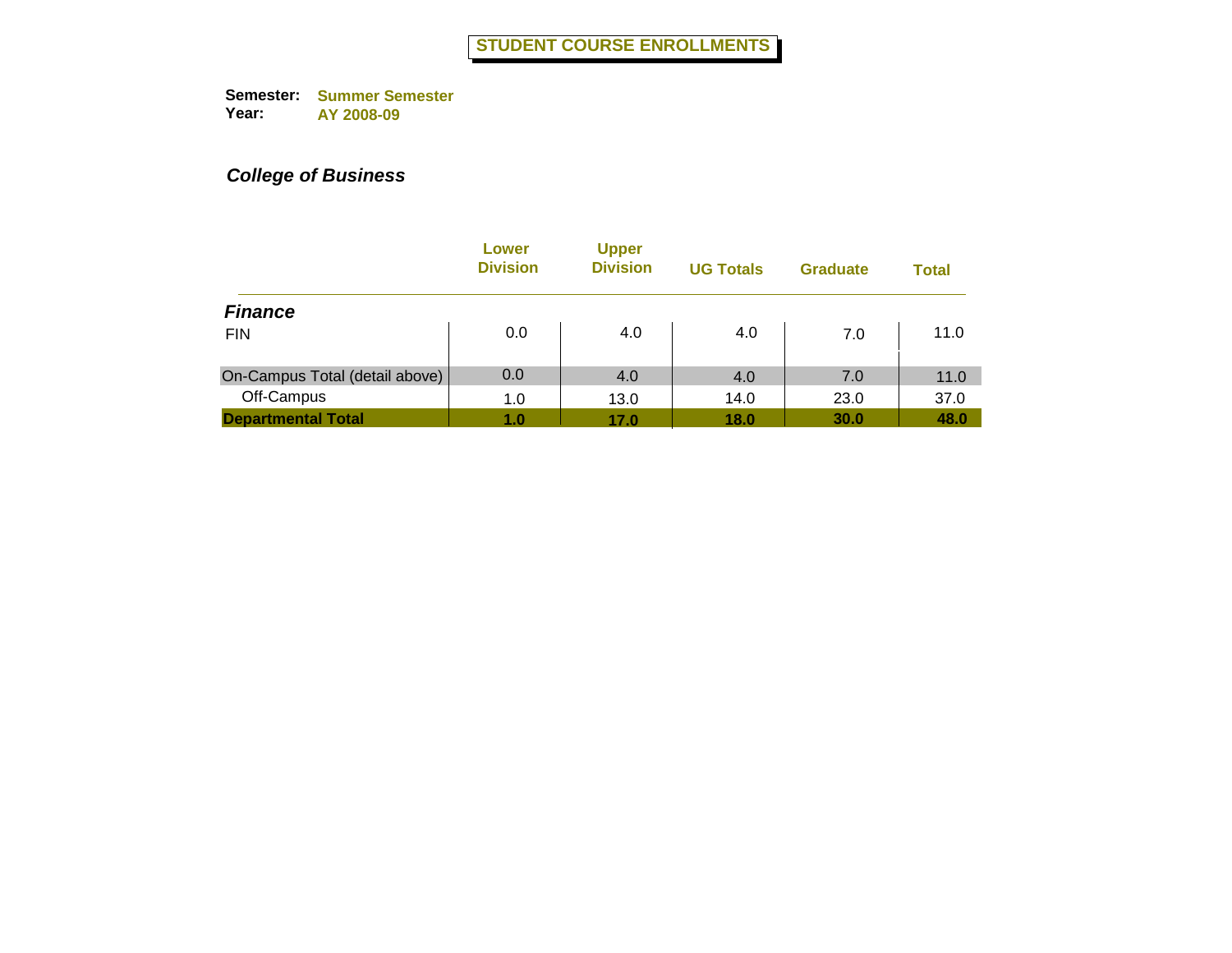# STUDENT COURSE ENROLLMENTS

**Semester:** Summer Semester
**Year:** AY 2008-09

***College of Business***

| | Lower Division | Upper Division | UG Totals | Graduate | Total |
|---|---|---|---|---|---|
| ***Finance*** | | | | | |
| FIN | 0.0 | 4.0 | 4.0 | 7.0 | 11.0 |
| On-Campus Total (detail above) | 0.0 | 4.0 | 4.0 | 7.0 | 11.0 |
| Off-Campus | 1.0 | 13.0 | 14.0 | 23.0 | 37.0 |
| **Departmental Total** | **1.0** | **17.0** | **18.0** | **30.0** | **48.0** |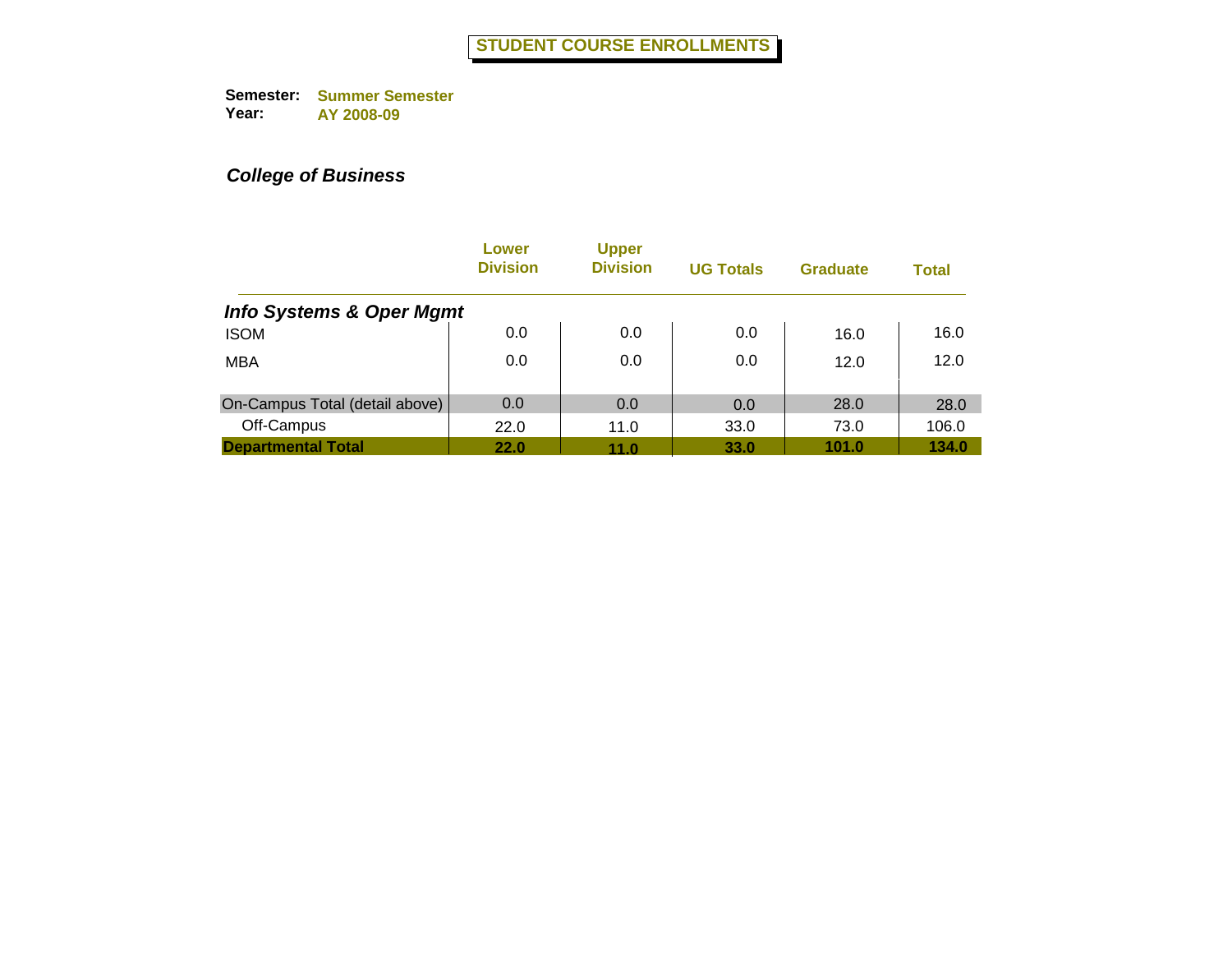# STUDENT COURSE ENROLLMENTS

**Semester:** Summer Semester
**Year:** AY 2008-09

***College of Business***

| | Lower Division | Upper Division | UG Totals | Graduate | Total |
|---|---|---|---|---|---|
| ***Info Systems & Oper Mgmt*** | | | | | |
| ISOM | 0.0 | 0.0 | 0.0 | 16.0 | 16.0 |
| MBA | 0.0 | 0.0 | 0.0 | 12.0 | 12.0 |
| On-Campus Total (detail above) | 0.0 | 0.0 | 0.0 | 28.0 | 28.0 |
| Off-Campus | 22.0 | 11.0 | 33.0 | 73.0 | 106.0 |
| **Departmental Total** | **22.0** | **11.0** | **33.0** | **101.0** | **134.0** |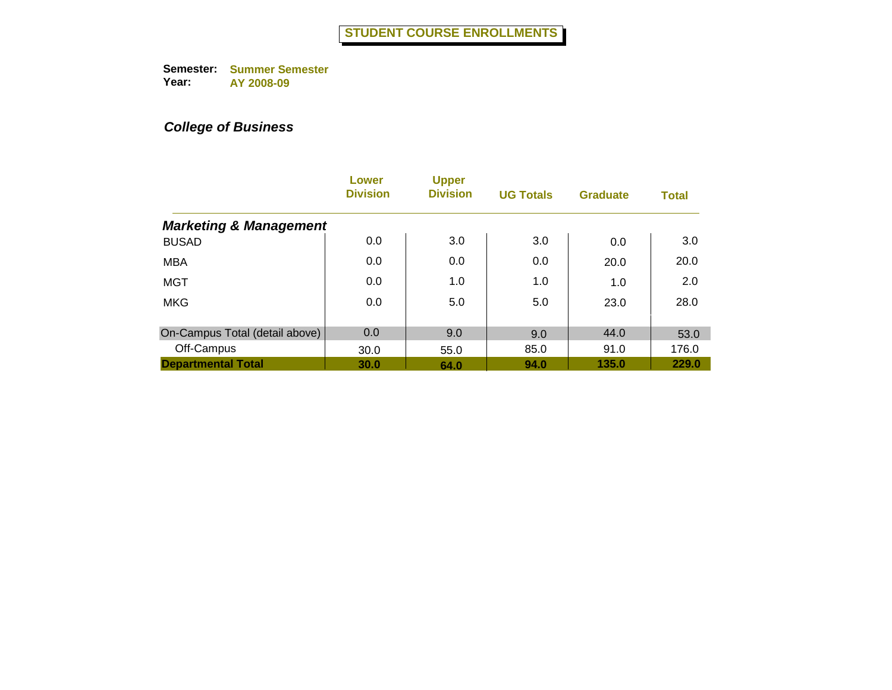# STUDENT COURSE ENROLLMENTS

**Semester:** Summer Semester
**Year:** AY 2008-09

***College of Business***

| | Lower Division | Upper Division | UG Totals | Graduate | Total |
|---|---|---|---|---|---|
| ***Marketing & Management*** | | | | | |
| BUSAD | 0.0 | 3.0 | 3.0 | 0.0 | 3.0 |
| MBA | 0.0 | 0.0 | 0.0 | 20.0 | 20.0 |
| MGT | 0.0 | 1.0 | 1.0 | 1.0 | 2.0 |
| MKG | 0.0 | 5.0 | 5.0 | 23.0 | 28.0 |
| On-Campus Total (detail above) | 0.0 | 9.0 | 9.0 | 44.0 | 53.0 |
| Off-Campus | 30.0 | 55.0 | 85.0 | 91.0 | 176.0 |
| **Departmental Total** | **30.0** | **64.0** | **94.0** | **135.0** | **229.0** |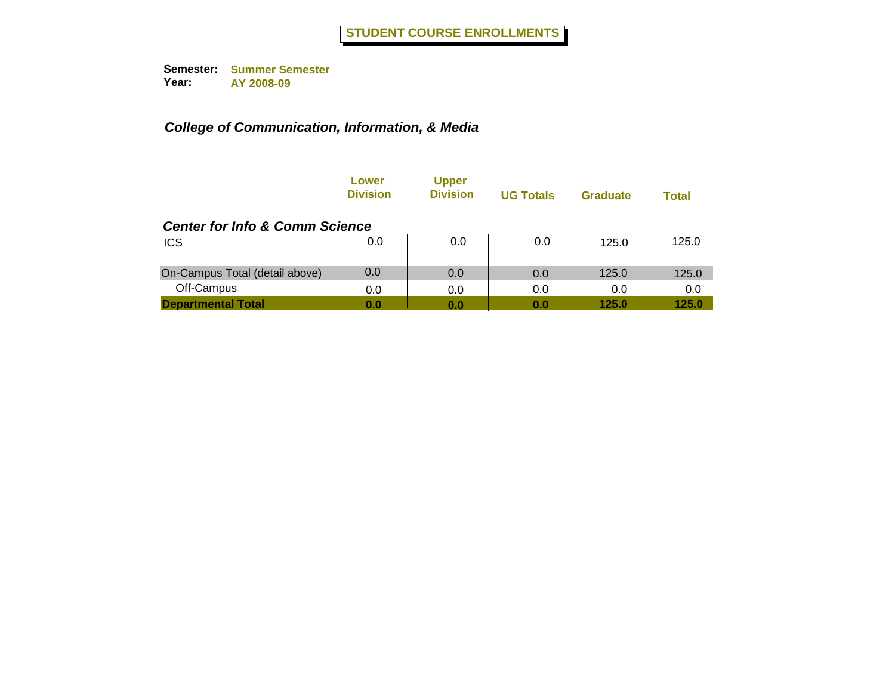# STUDENT COURSE ENROLLMENTS

**Semester:** **Summer Semester**
**Year:** **AY 2008-09**

## *College of Communication, Information, & Media*

| | Lower Division | Upper Division | UG Totals | Graduate | Total |
|---|---|---|---|---|---|
| ***Center for Info & Comm Science*** | | | | | |
| ICS | 0.0 | 0.0 | 0.0 | 125.0 | 125.0 |
| On-Campus Total (detail above) | 0.0 | 0.0 | 0.0 | 125.0 | 125.0 |
| Off-Campus | 0.0 | 0.0 | 0.0 | 0.0 | 0.0 |
| **Departmental Total** | **0.0** | **0.0** | **0.0** | **125.0** | **125.0** |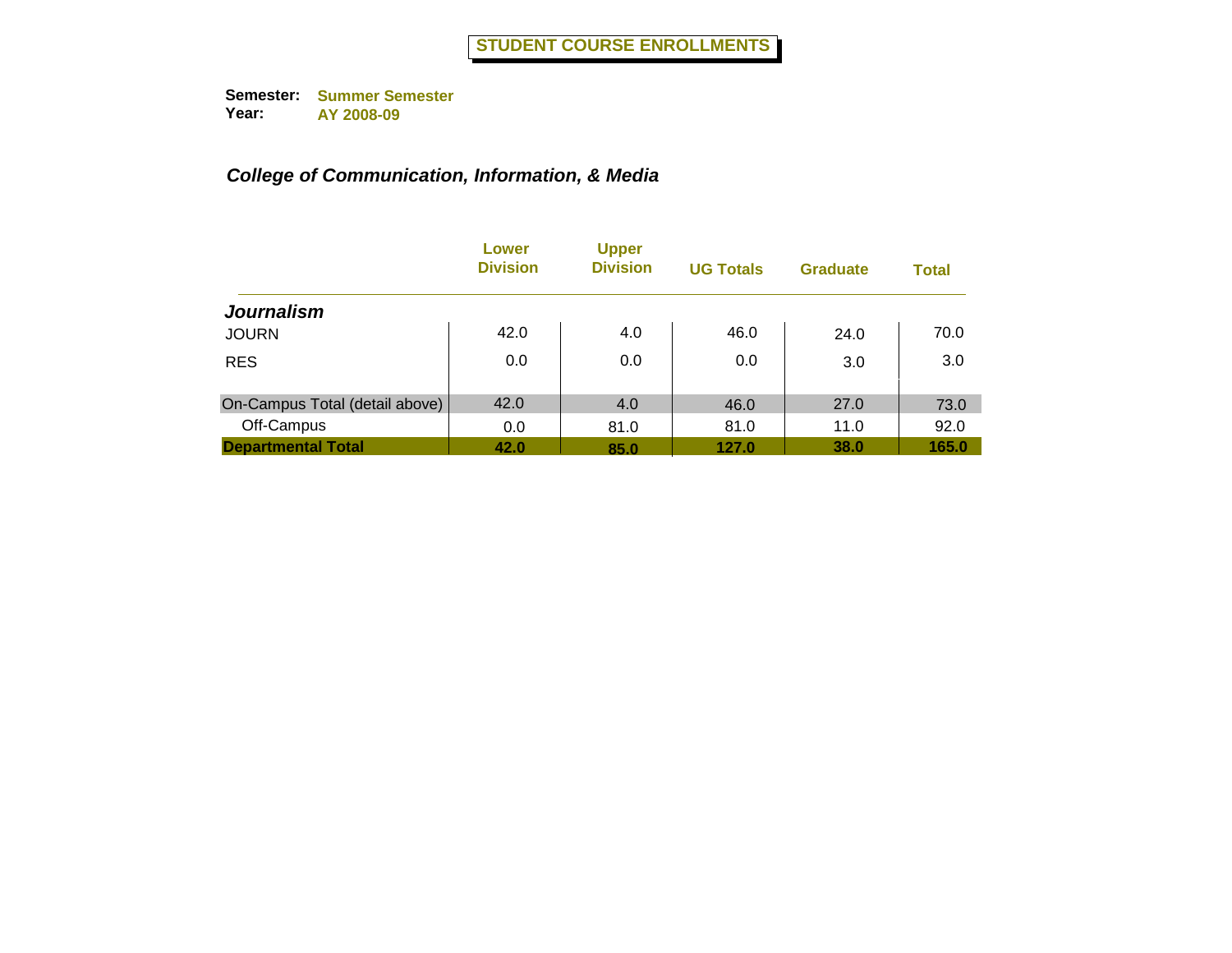# STUDENT COURSE ENROLLMENTS

**Semester:** **Summer Semester**
**Year:** **AY 2008-09**

## *College of Communication, Information, & Media*

| | Lower Division | Upper Division | UG Totals | Graduate | Total |
|---|---|---|---|---|---|
| ***Journalism*** | | | | | |
| JOURN | 42.0 | 4.0 | 46.0 | 24.0 | 70.0 |
| RES | 0.0 | 0.0 | 0.0 | 3.0 | 3.0 |
| On-Campus Total (detail above) | 42.0 | 4.0 | 46.0 | 27.0 | 73.0 |
| Off-Campus | 0.0 | 81.0 | 81.0 | 11.0 | 92.0 |
| **Departmental Total** | **42.0** | **85.0** | **127.0** | **38.0** | **165.0** |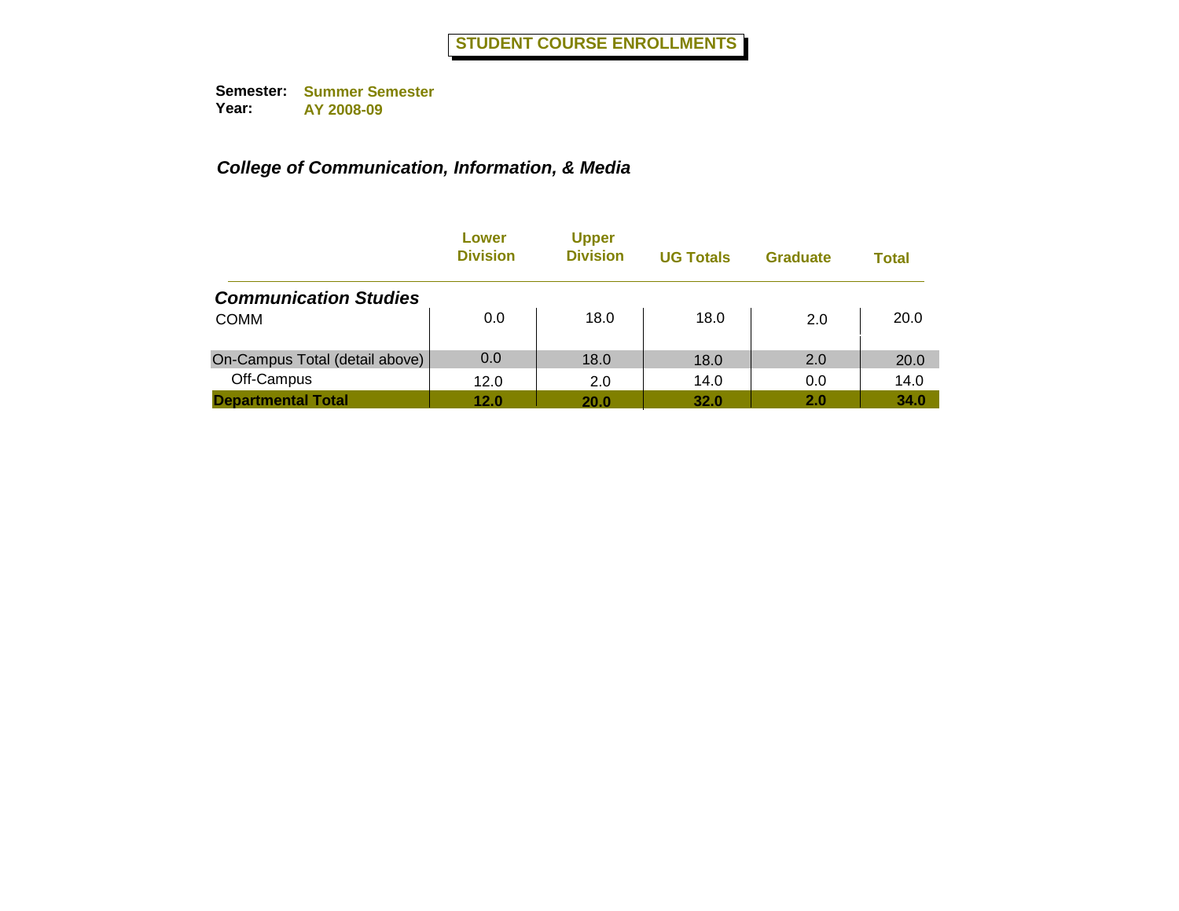# STUDENT COURSE ENROLLMENTS

**Semester:** Summer Semester
**Year:** AY 2008-09

## *College of Communication, Information, & Media*

| | Lower Division | Upper Division | UG Totals | Graduate | Total |
|---|---|---|---|---|---|
| ***Communication Studies*** | | | | | |
| COMM | 0.0 | 18.0 | 18.0 | 2.0 | 20.0 |
| On-Campus Total (detail above) | 0.0 | 18.0 | 18.0 | 2.0 | 20.0 |
| Off-Campus | 12.0 | 2.0 | 14.0 | 0.0 | 14.0 |
| **Departmental Total** | **12.0** | **20.0** | **32.0** | **2.0** | **34.0** |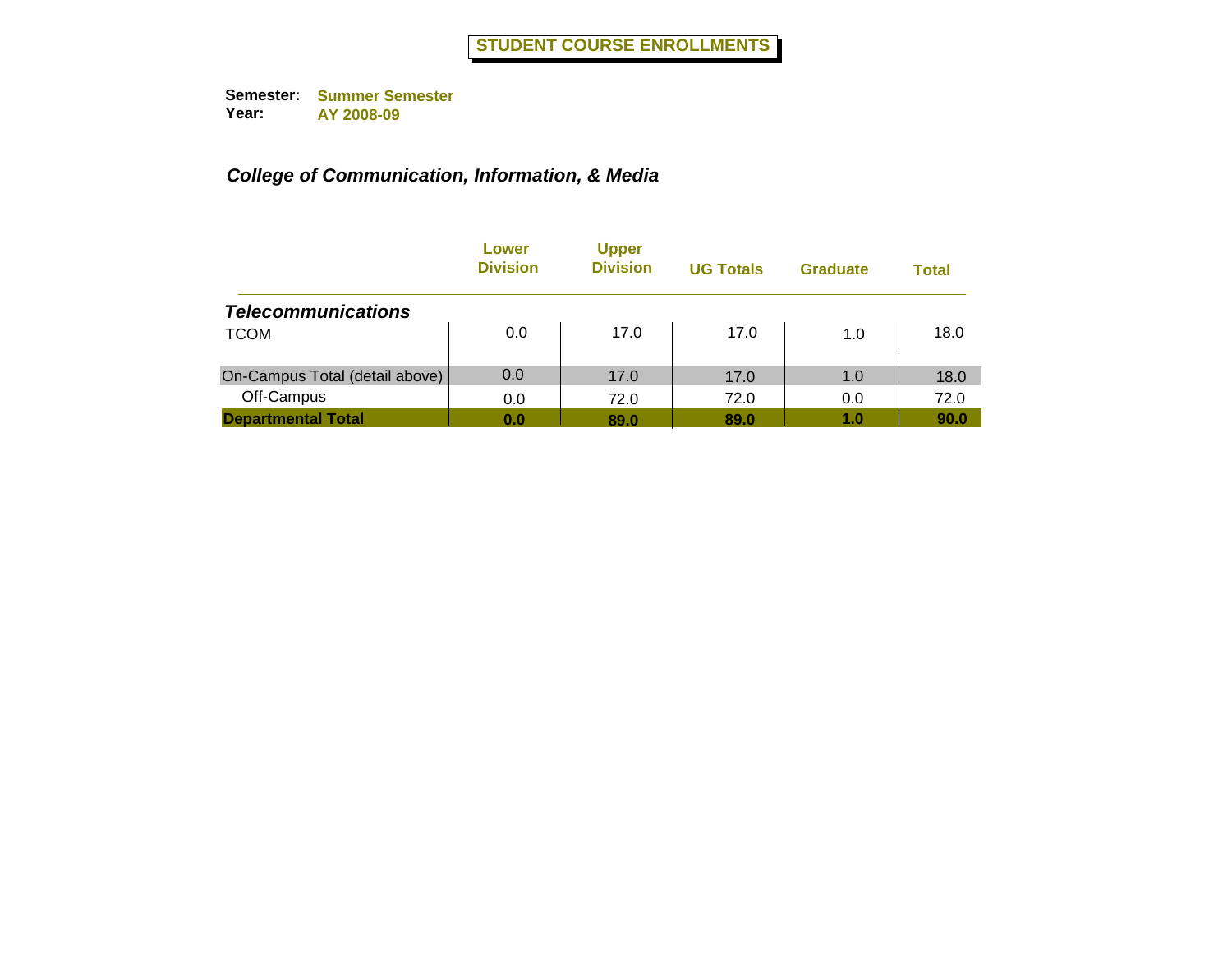# STUDENT COURSE ENROLLMENTS

**Semester:** Summer Semester
**Year:** AY 2008-09

## *College of Communication, Information, & Media*

| | Lower Division | Upper Division | UG Totals | Graduate | Total |
|---|---|---|---|---|---|
| ***Telecommunications*** | | | | | |
| TCOM | 0.0 | 17.0 | 17.0 | 1.0 | 18.0 |
| On-Campus Total (detail above) | 0.0 | 17.0 | 17.0 | 1.0 | 18.0 |
| Off-Campus | 0.0 | 72.0 | 72.0 | 0.0 | 72.0 |
| **Departmental Total** | **0.0** | **89.0** | **89.0** | **1.0** | **90.0** |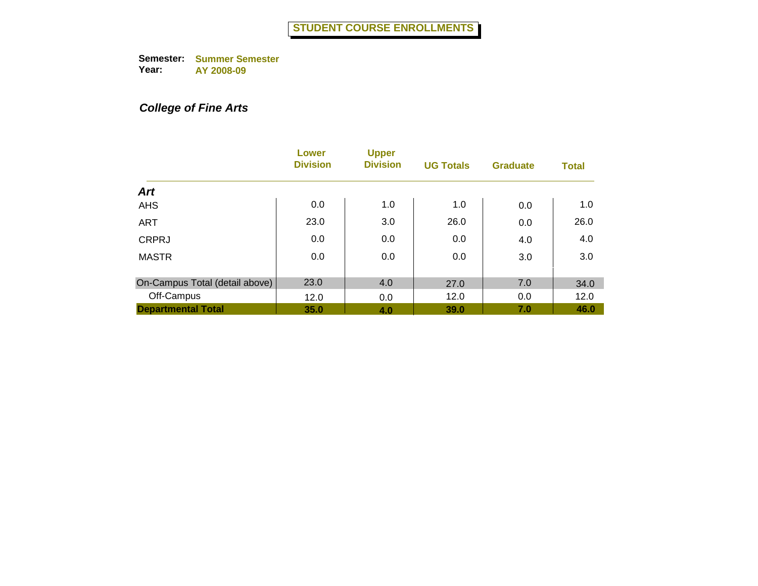# STUDENT COURSE ENROLLMENTS

**Semester:** Summer Semester
**Year:** AY 2008-09

***College of Fine Arts***

| | Lower Division | Upper Division | UG Totals | Graduate | Total |
|---|---|---|---|---|---|
| ***Art*** | | | | | |
| AHS | 0.0 | 1.0 | 1.0 | 0.0 | 1.0 |
| ART | 23.0 | 3.0 | 26.0 | 0.0 | 26.0 |
| CRPRJ | 0.0 | 0.0 | 0.0 | 4.0 | 4.0 |
| MASTR | 0.0 | 0.0 | 0.0 | 3.0 | 3.0 |
| On-Campus Total (detail above) | 23.0 | 4.0 | 27.0 | 7.0 | 34.0 |
| Off-Campus | 12.0 | 0.0 | 12.0 | 0.0 | 12.0 |
| **Departmental Total** | **35.0** | **4.0** | **39.0** | **7.0** | **46.0** |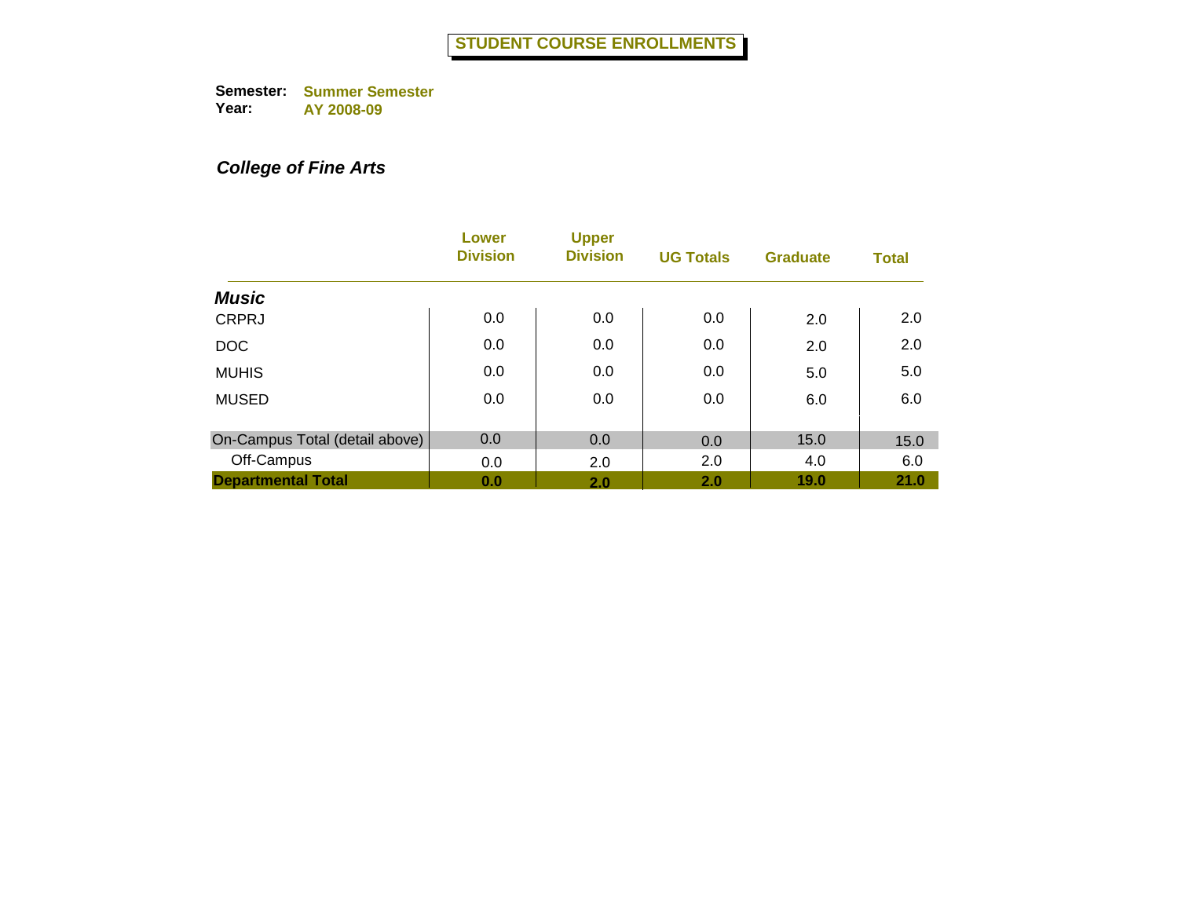# STUDENT COURSE ENROLLMENTS

**Semester:** Summer Semester
**Year:** AY 2008-09

***College of Fine Arts***

| | Lower Division | Upper Division | UG Totals | Graduate | Total |
|---|---|---|---|---|---|
| ***Music*** | | | | | |
| CRPRJ | 0.0 | 0.0 | 0.0 | 2.0 | 2.0 |
| DOC | 0.0 | 0.0 | 0.0 | 2.0 | 2.0 |
| MUHIS | 0.0 | 0.0 | 0.0 | 5.0 | 5.0 |
| MUSED | 0.0 | 0.0 | 0.0 | 6.0 | 6.0 |
| On-Campus Total (detail above) | 0.0 | 0.0 | 0.0 | 15.0 | 15.0 |
| Off-Campus | 0.0 | 2.0 | 2.0 | 4.0 | 6.0 |
| **Departmental Total** | **0.0** | **2.0** | **2.0** | **19.0** | **21.0** |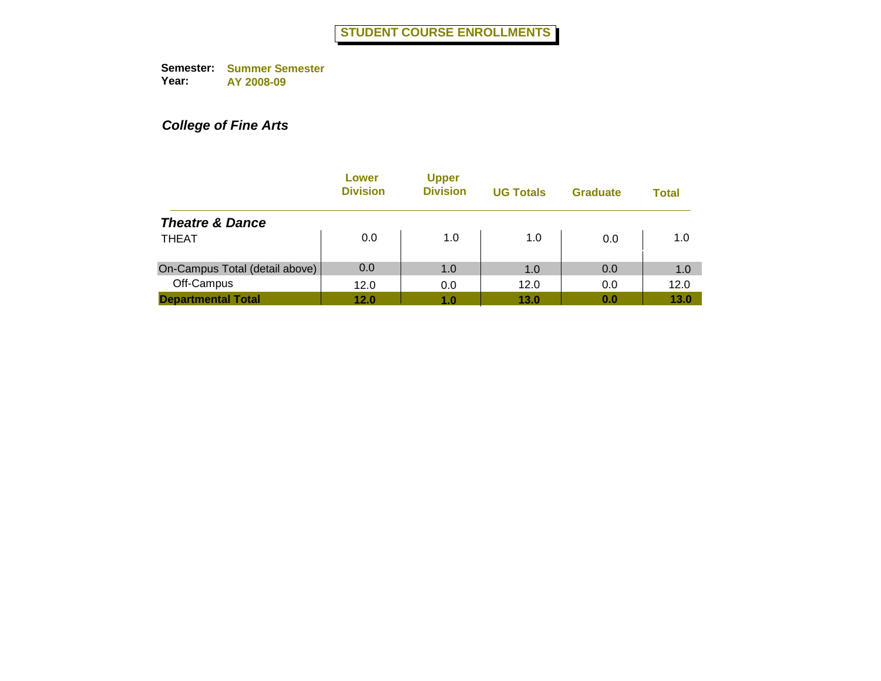# STUDENT COURSE ENROLLMENTS

**Semester:** Summer Semester
**Year:** AY 2008-09

***College of Fine Arts***

| | Lower Division | Upper Division | UG Totals | Graduate | Total |
|---|---|---|---|---|---|
| ***Theatre & Dance*** | | | | | |
| THEAT | 0.0 | 1.0 | 1.0 | 0.0 | 1.0 |
| On-Campus Total (detail above) | 0.0 | 1.0 | 1.0 | 0.0 | 1.0 |
| Off-Campus | 12.0 | 0.0 | 12.0 | 0.0 | 12.0 |
| **Departmental Total** | **12.0** | **1.0** | **13.0** | **0.0** | **13.0** |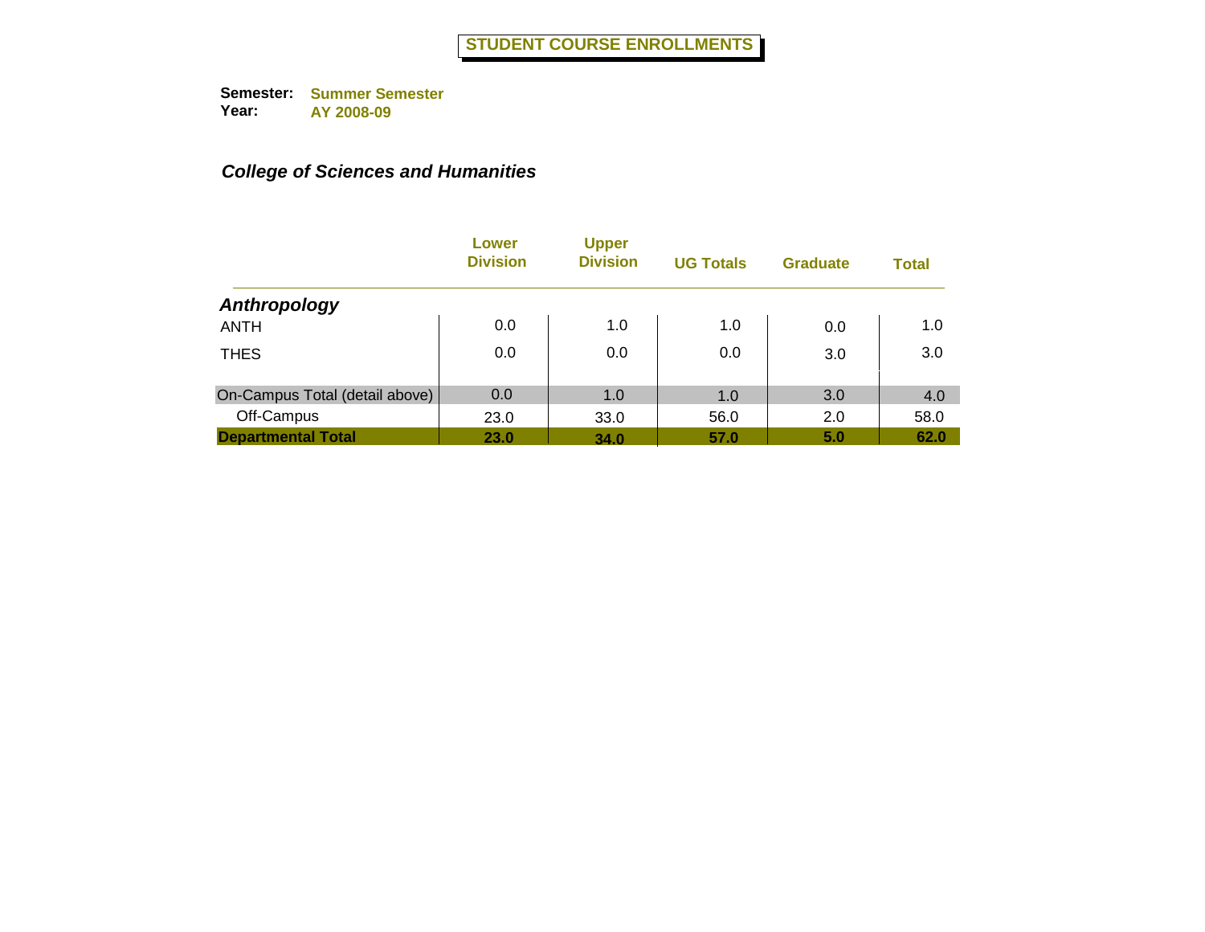# STUDENT COURSE ENROLLMENTS

**Semester:** Summer Semester
**Year:** AY 2008-09

## *College of Sciences and Humanities*

| | Lower Division | Upper Division | UG Totals | Graduate | Total |
|---|---|---|---|---|---|
| ***Anthropology*** | | | | | |
| ANTH | 0.0 | 1.0 | 1.0 | 0.0 | 1.0 |
| THES | 0.0 | 0.0 | 0.0 | 3.0 | 3.0 |
| On-Campus Total (detail above) | 0.0 | 1.0 | 1.0 | 3.0 | 4.0 |
| Off-Campus | 23.0 | 33.0 | 56.0 | 2.0 | 58.0 |
| **Departmental Total** | **23.0** | **34.0** | **57.0** | **5.0** | **62.0** |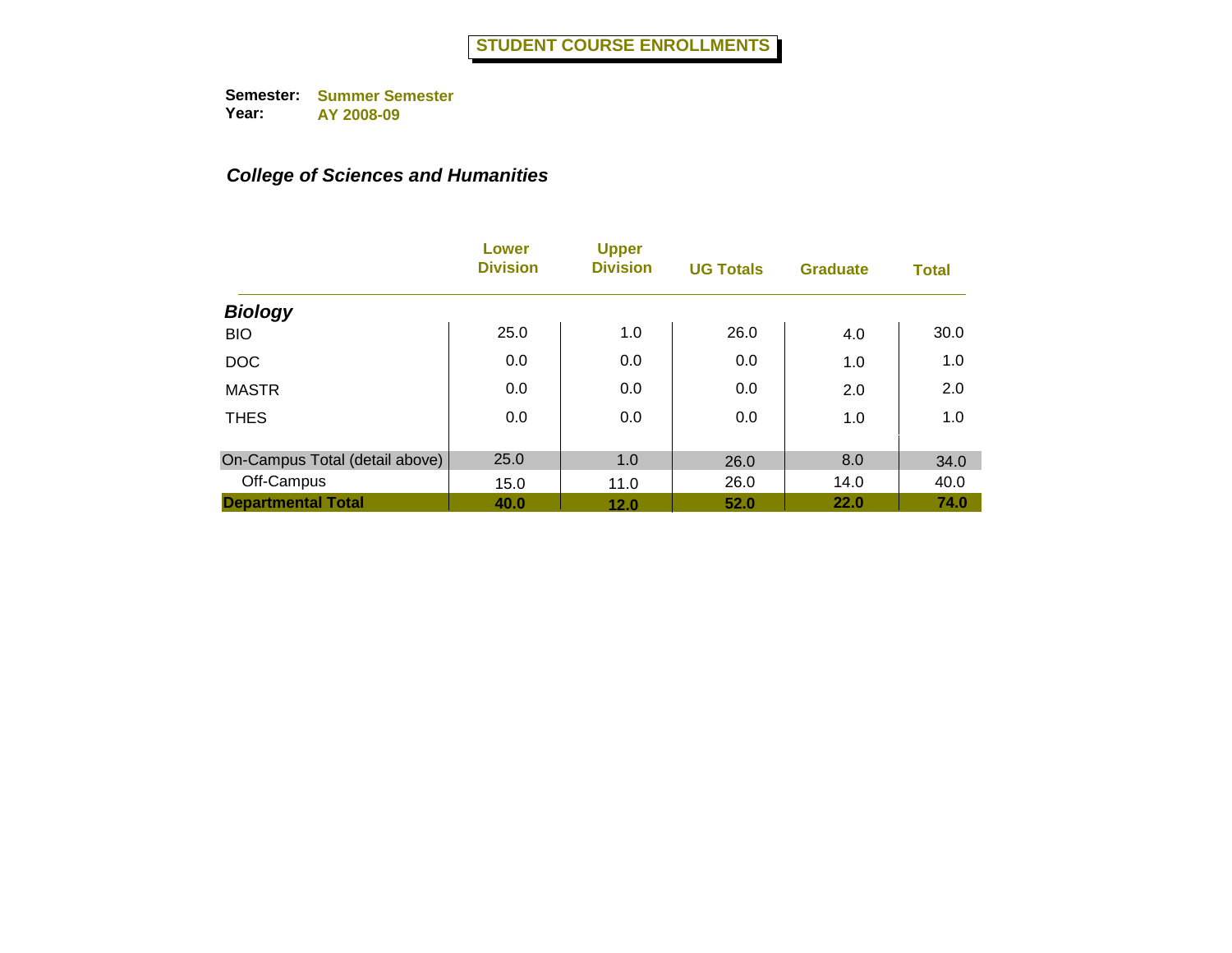# STUDENT COURSE ENROLLMENTS

**Semester:** **Summer Semester**
**Year:** **AY 2008-09**

***College of Sciences and Humanities***

| | Lower Division | Upper Division | UG Totals | Graduate | Total |
|---|---|---|---|---|---|
| ***Biology*** | | | | | |
| BIO | 25.0 | 1.0 | 26.0 | 4.0 | 30.0 |
| DOC | 0.0 | 0.0 | 0.0 | 1.0 | 1.0 |
| MASTR | 0.0 | 0.0 | 0.0 | 2.0 | 2.0 |
| THES | 0.0 | 0.0 | 0.0 | 1.0 | 1.0 |
| On-Campus Total (detail above) | 25.0 | 1.0 | 26.0 | 8.0 | 34.0 |
| Off-Campus | 15.0 | 11.0 | 26.0 | 14.0 | 40.0 |
| **Departmental Total** | **40.0** | **12.0** | **52.0** | **22.0** | **74.0** |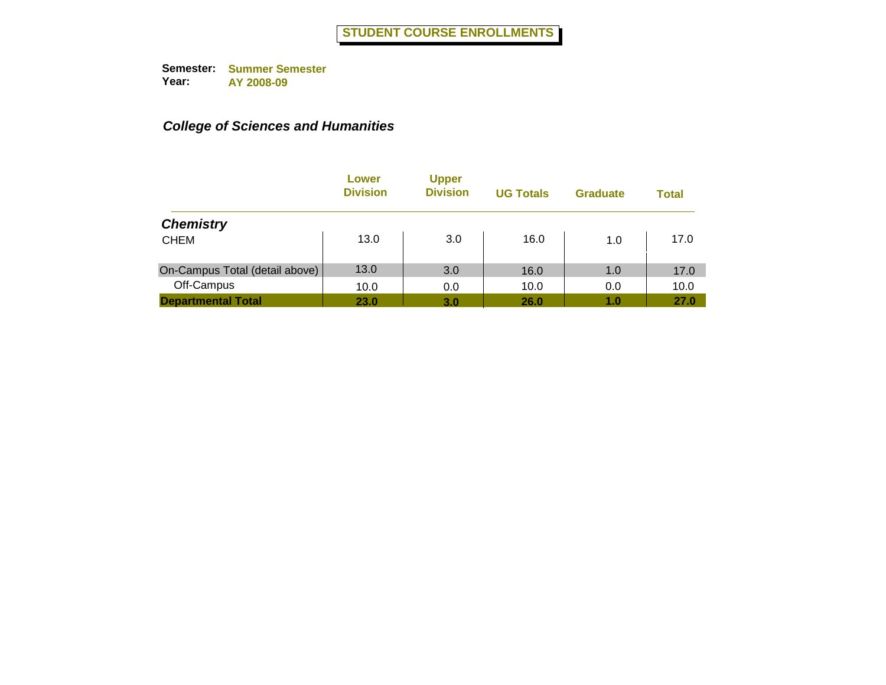# STUDENT COURSE ENROLLMENTS

**Semester:** Summer Semester
**Year:** AY 2008-09

## *College of Sciences and Humanities*

| | Lower Division | Upper Division | UG Totals | Graduate | Total |
|---|---|---|---|---|---|
| ***Chemistry*** | | | | | |
| CHEM | 13.0 | 3.0 | 16.0 | 1.0 | 17.0 |
| On-Campus Total (detail above) | 13.0 | 3.0 | 16.0 | 1.0 | 17.0 |
| Off-Campus | 10.0 | 0.0 | 10.0 | 0.0 | 10.0 |
| **Departmental Total** | **23.0** | **3.0** | **26.0** | **1.0** | **27.0** |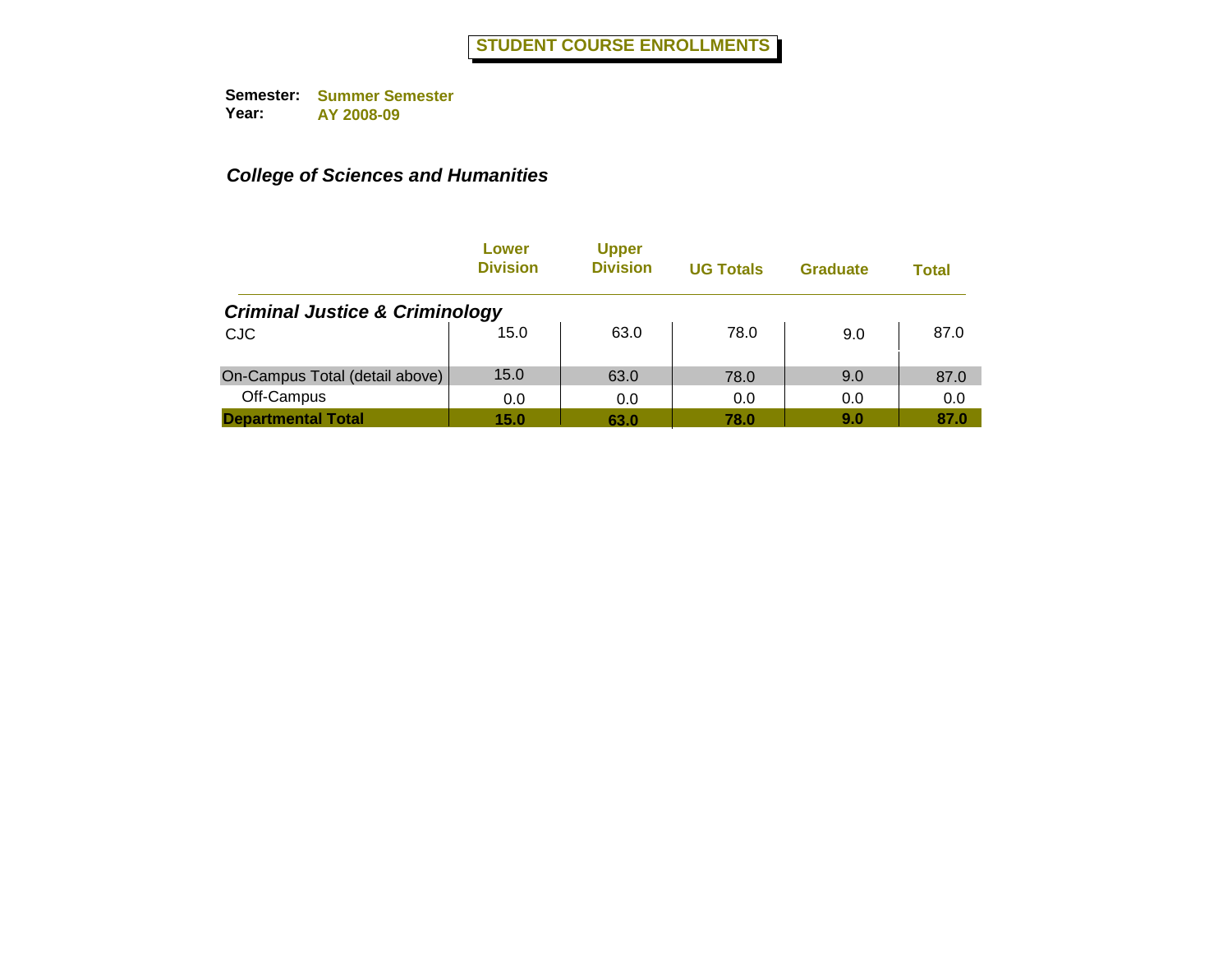# STUDENT COURSE ENROLLMENTS

**Semester:** Summer Semester
**Year:** AY 2008-09

***College of Sciences and Humanities***

| | Lower Division | Upper Division | UG Totals | Graduate | Total |
|---|---|---|---|---|---|
| ***Criminal Justice & Criminology*** | | | | | |
| CJC | 15.0 | 63.0 | 78.0 | 9.0 | 87.0 |
| On-Campus Total (detail above) | 15.0 | 63.0 | 78.0 | 9.0 | 87.0 |
| Off-Campus | 0.0 | 0.0 | 0.0 | 0.0 | 0.0 |
| **Departmental Total** | **15.0** | **63.0** | **78.0** | **9.0** | **87.0** |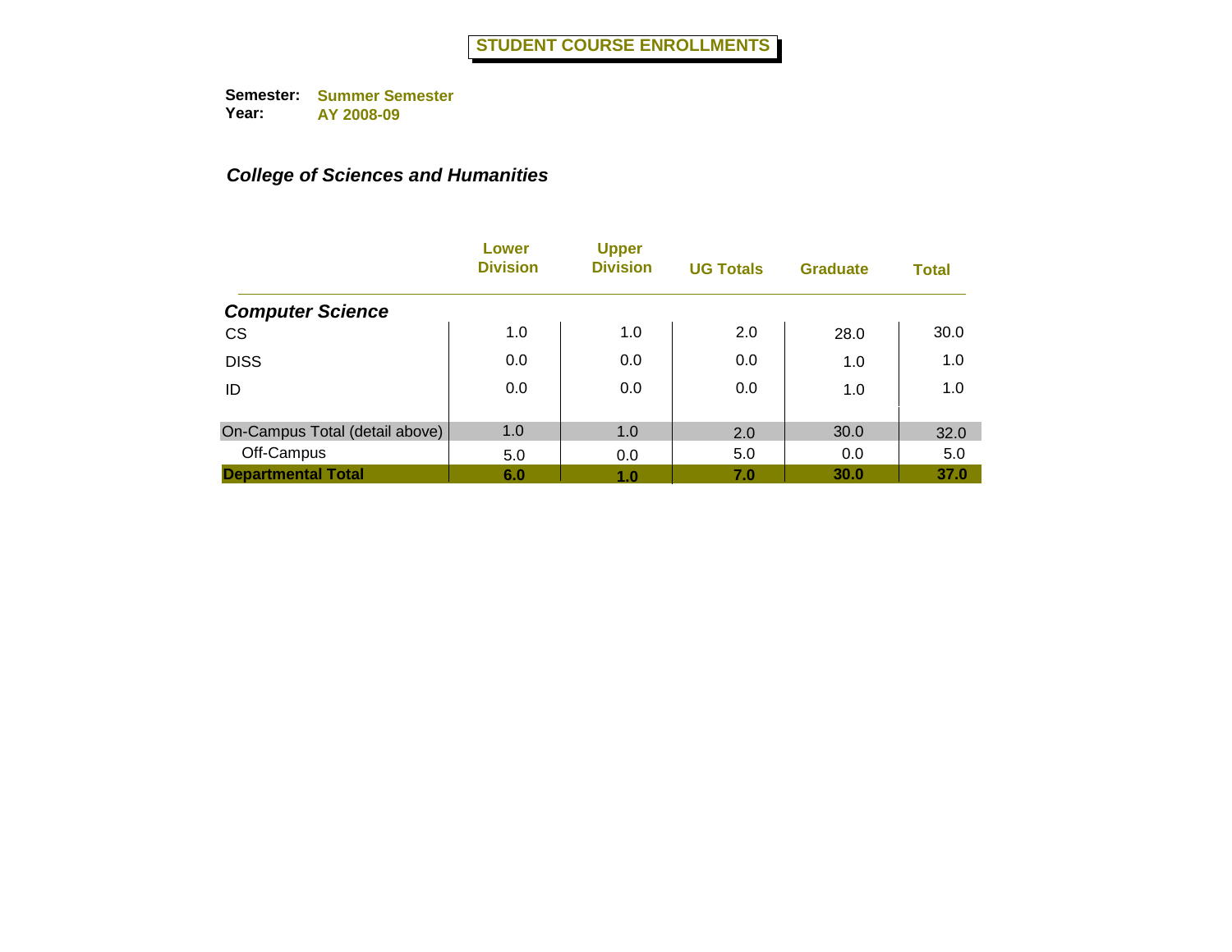# STUDENT COURSE ENROLLMENTS

**Semester:** Summer Semester
**Year:** AY 2008-09

## *College of Sciences and Humanities*

| | Lower Division | Upper Division | UG Totals | Graduate | Total |
|---|---|---|---|---|---|
| ***Computer Science*** | | | | | |
| CS | 1.0 | 1.0 | 2.0 | 28.0 | 30.0 |
| DISS | 0.0 | 0.0 | 0.0 | 1.0 | 1.0 |
| ID | 0.0 | 0.0 | 0.0 | 1.0 | 1.0 |
| On-Campus Total (detail above) | 1.0 | 1.0 | 2.0 | 30.0 | 32.0 |
| Off-Campus | 5.0 | 0.0 | 5.0 | 0.0 | 5.0 |
| **Departmental Total** | **6.0** | **1.0** | **7.0** | **30.0** | **37.0** |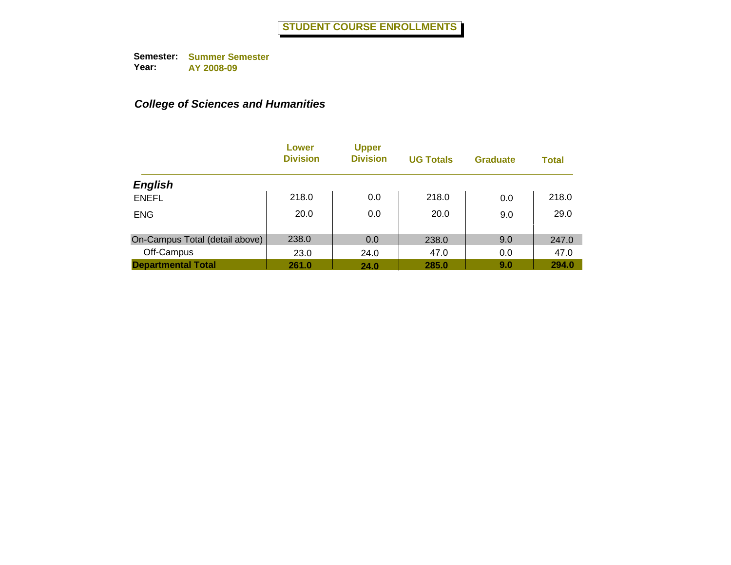# STUDENT COURSE ENROLLMENTS

**Semester:** Summer Semester
**Year:** AY 2008-09

***College of Sciences and Humanities***

| | Lower Division | Upper Division | UG Totals | Graduate | Total |
|---|---|---|---|---|---|
| ***English*** | | | | | |
| ENEFL | 218.0 | 0.0 | 218.0 | 0.0 | 218.0 |
| ENG | 20.0 | 0.0 | 20.0 | 9.0 | 29.0 |
| On-Campus Total (detail above) | 238.0 | 0.0 | 238.0 | 9.0 | 247.0 |
| Off-Campus | 23.0 | 24.0 | 47.0 | 0.0 | 47.0 |
| **Departmental Total** | **261.0** | **24.0** | **285.0** | **9.0** | **294.0** |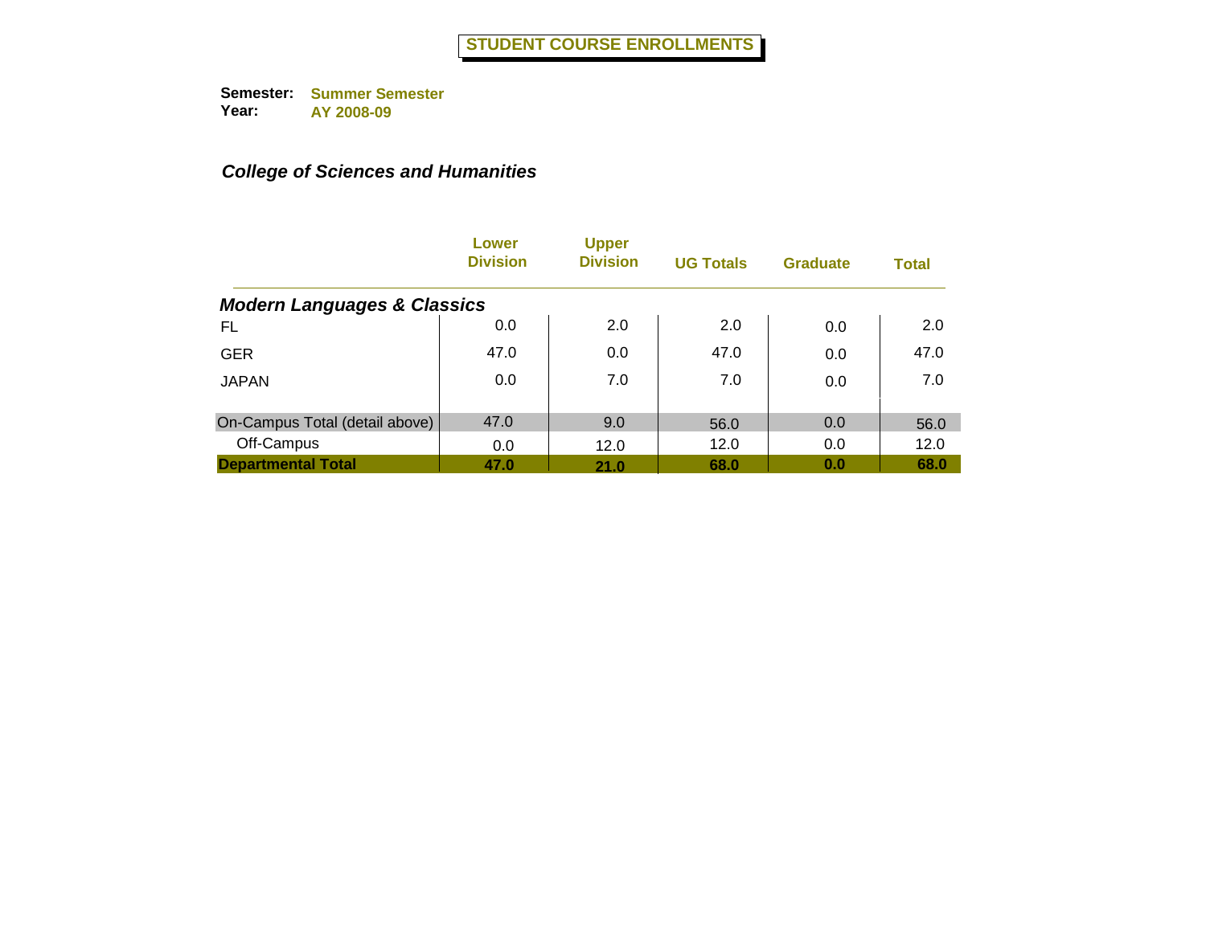# STUDENT COURSE ENROLLMENTS

**Semester:** Summer Semester
**Year:** AY 2008-09

***College of Sciences and Humanities***

| | Lower Division | Upper Division | UG Totals | Graduate | Total |
|---|---|---|---|---|---|
| ***Modern Languages & Classics*** | | | | | |
| FL | 0.0 | 2.0 | 2.0 | 0.0 | 2.0 |
| GER | 47.0 | 0.0 | 47.0 | 0.0 | 47.0 |
| JAPAN | 0.0 | 7.0 | 7.0 | 0.0 | 7.0 |
| On-Campus Total (detail above) | 47.0 | 9.0 | 56.0 | 0.0 | 56.0 |
| Off-Campus | 0.0 | 12.0 | 12.0 | 0.0 | 12.0 |
| **Departmental Total** | **47.0** | **21.0** | **68.0** | **0.0** | **68.0** |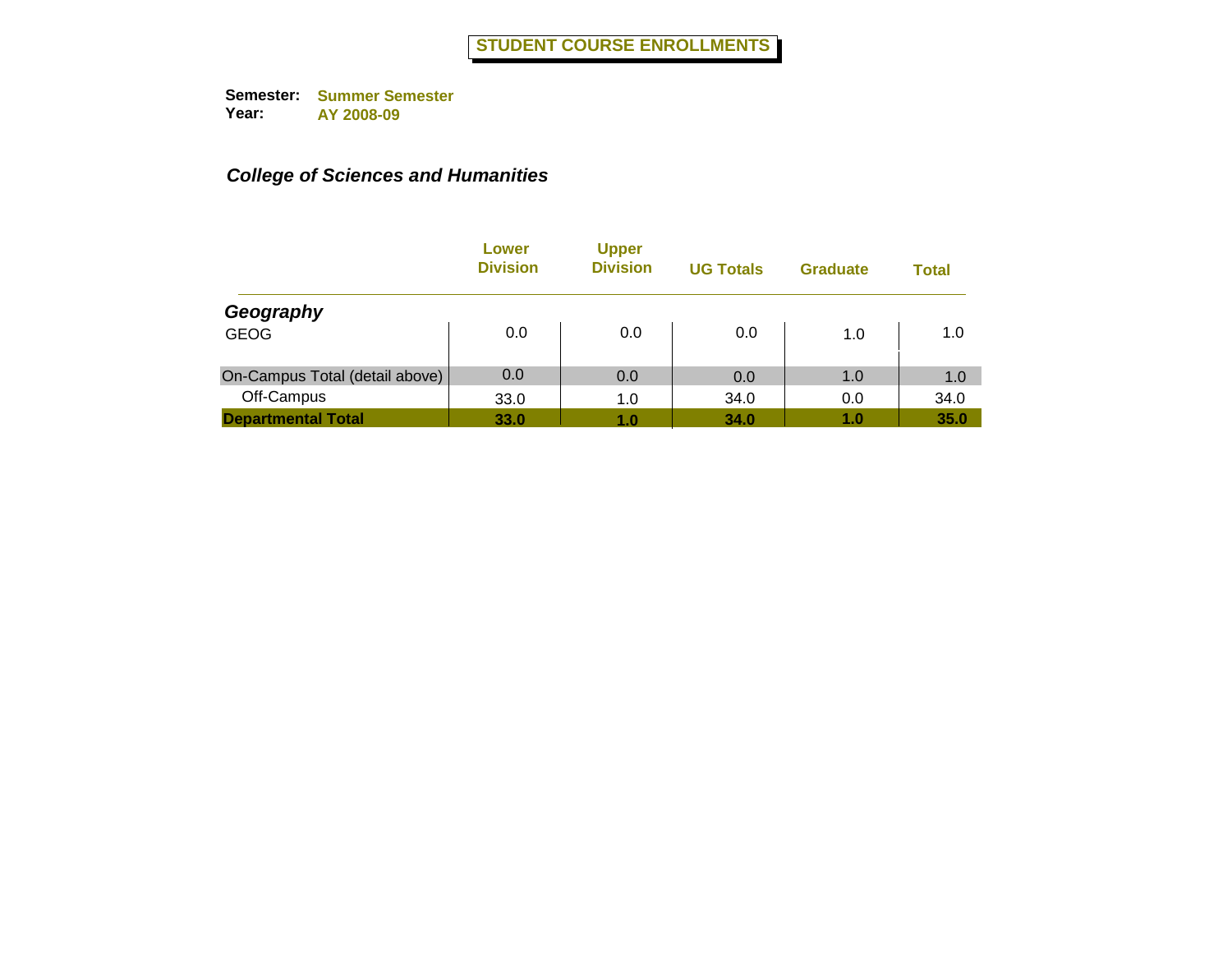# STUDENT COURSE ENROLLMENTS

**Semester:** Summer Semester
**Year:** AY 2008-09

## *College of Sciences and Humanities*

| | Lower Division | Upper Division | UG Totals | Graduate | Total |
|---|---|---|---|---|---|
| ***Geography*** | | | | | |
| GEOG | 0.0 | 0.0 | 0.0 | 1.0 | 1.0 |
| On-Campus Total (detail above) | 0.0 | 0.0 | 0.0 | 1.0 | 1.0 |
| Off-Campus | 33.0 | 1.0 | 34.0 | 0.0 | 34.0 |
| **Departmental Total** | **33.0** | **1.0** | **34.0** | **1.0** | **35.0** |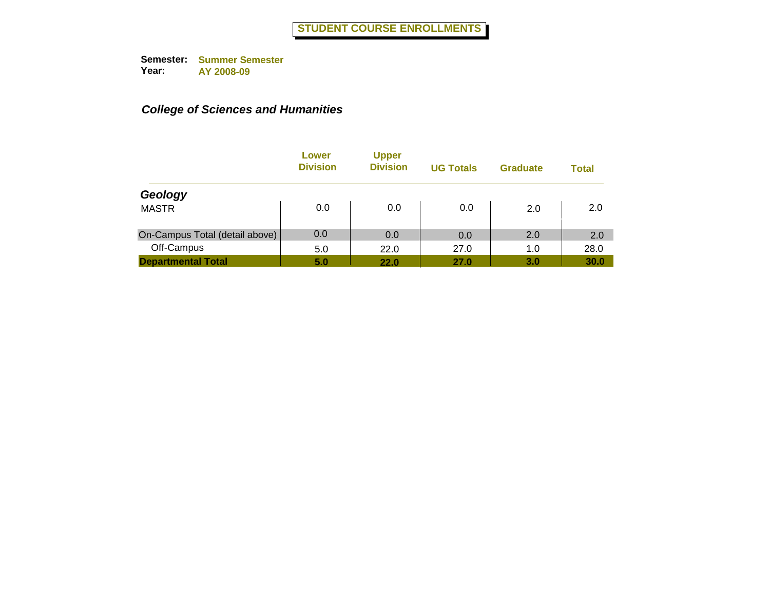# STUDENT COURSE ENROLLMENTS

**Semester:** Summer Semester
**Year:** AY 2008-09

***College of Sciences and Humanities***

| | Lower Division | Upper Division | UG Totals | Graduate | Total |
|---|---|---|---|---|---|
| ***Geology*** | | | | | |
| MASTR | 0.0 | 0.0 | 0.0 | 2.0 | 2.0 |
| On-Campus Total (detail above) | 0.0 | 0.0 | 0.0 | 2.0 | 2.0 |
| Off-Campus | 5.0 | 22.0 | 27.0 | 1.0 | 28.0 |
| **Departmental Total** | **5.0** | **22.0** | **27.0** | **3.0** | **30.0** |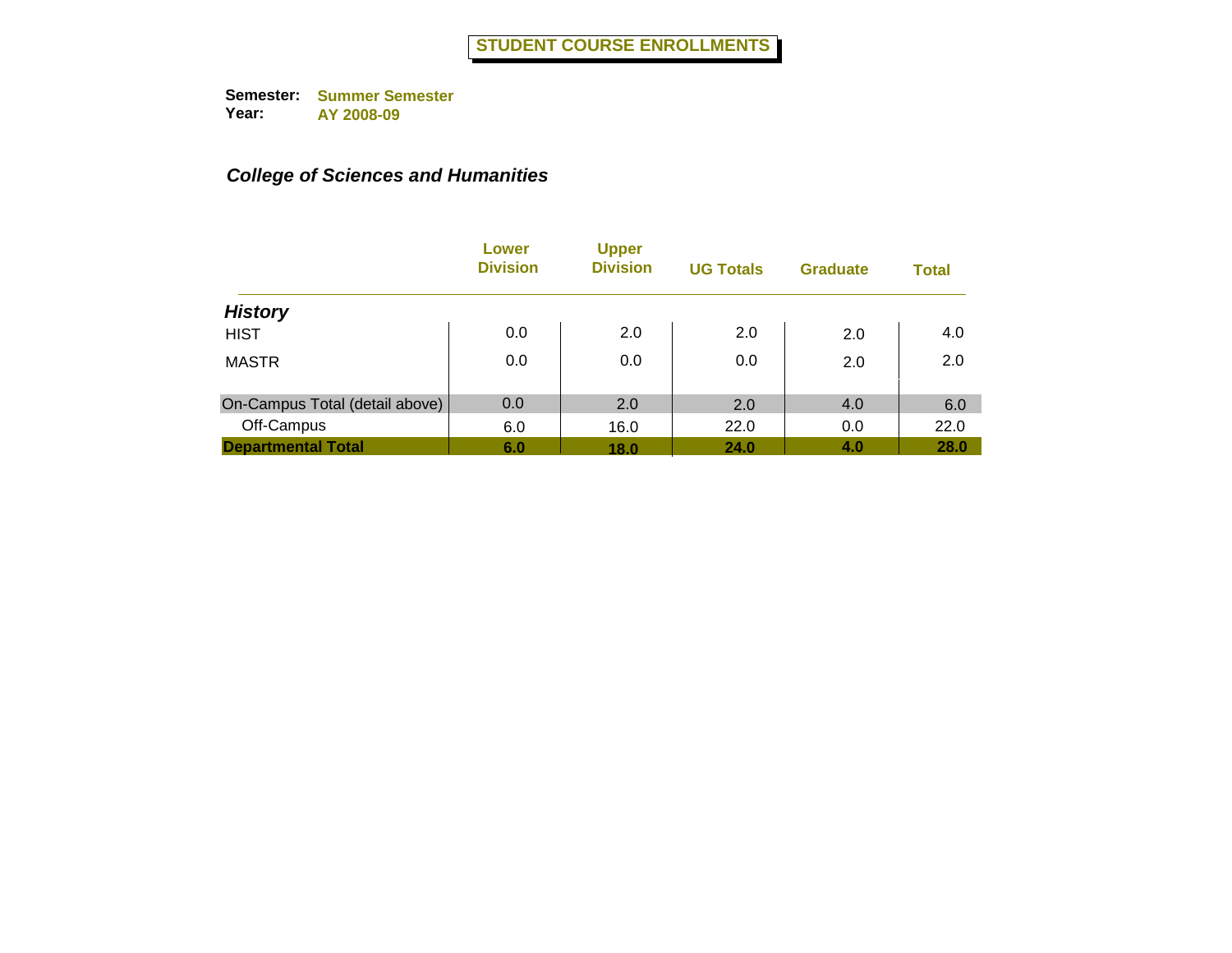# STUDENT COURSE ENROLLMENTS

**Semester:** Summer Semester
**Year:** AY 2008-09

***College of Sciences and Humanities***

| | Lower Division | Upper Division | UG Totals | Graduate | Total |
|---|---|---|---|---|---|
| ***History*** | | | | | |
| HIST | 0.0 | 2.0 | 2.0 | 2.0 | 4.0 |
| MASTR | 0.0 | 0.0 | 0.0 | 2.0 | 2.0 |
| On-Campus Total (detail above) | 0.0 | 2.0 | 2.0 | 4.0 | 6.0 |
| Off-Campus | 6.0 | 16.0 | 22.0 | 0.0 | 22.0 |
| **Departmental Total** | **6.0** | **18.0** | **24.0** | **4.0** | **28.0** |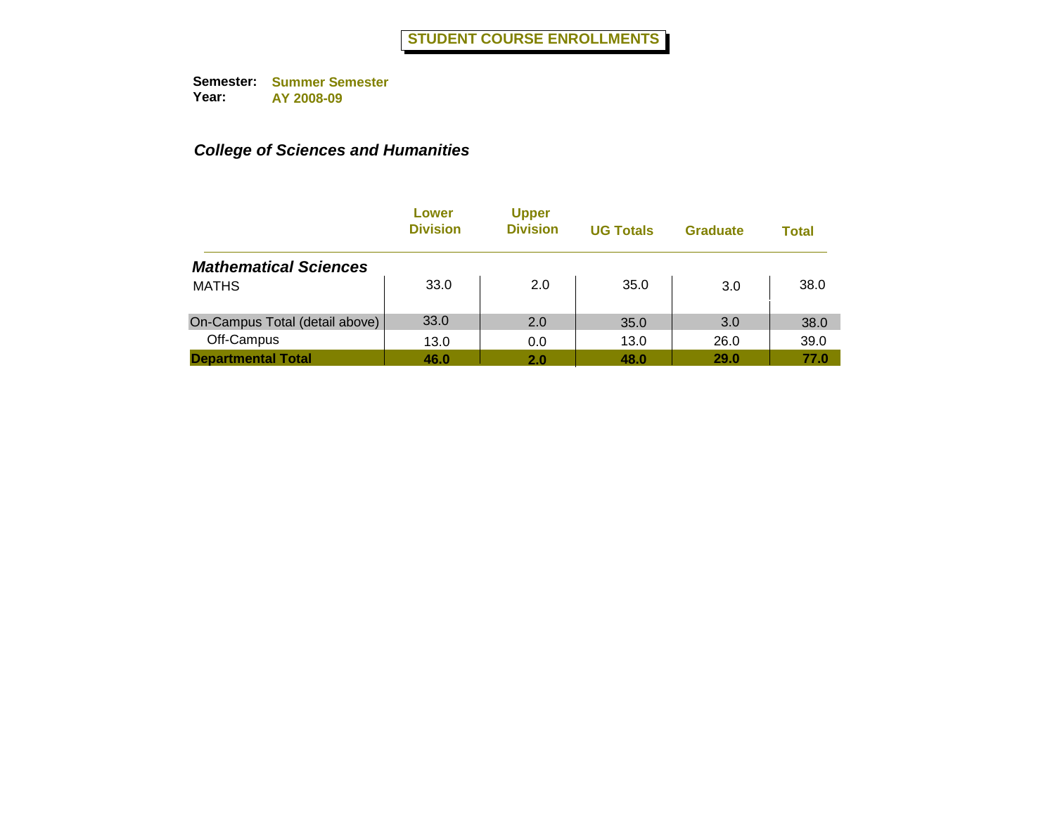# STUDENT COURSE ENROLLMENTS

**Semester:** Summer Semester
**Year:** AY 2008-09

## *College of Sciences and Humanities*

| | Lower Division | Upper Division | UG Totals | Graduate | Total |
|---|---|---|---|---|---|
| ***Mathematical Sciences*** | | | | | |
| MATHS | 33.0 | 2.0 | 35.0 | 3.0 | 38.0 |
| On-Campus Total (detail above) | 33.0 | 2.0 | 35.0 | 3.0 | 38.0 |
| Off-Campus | 13.0 | 0.0 | 13.0 | 26.0 | 39.0 |
| **Departmental Total** | **46.0** | **2.0** | **48.0** | **29.0** | **77.0** |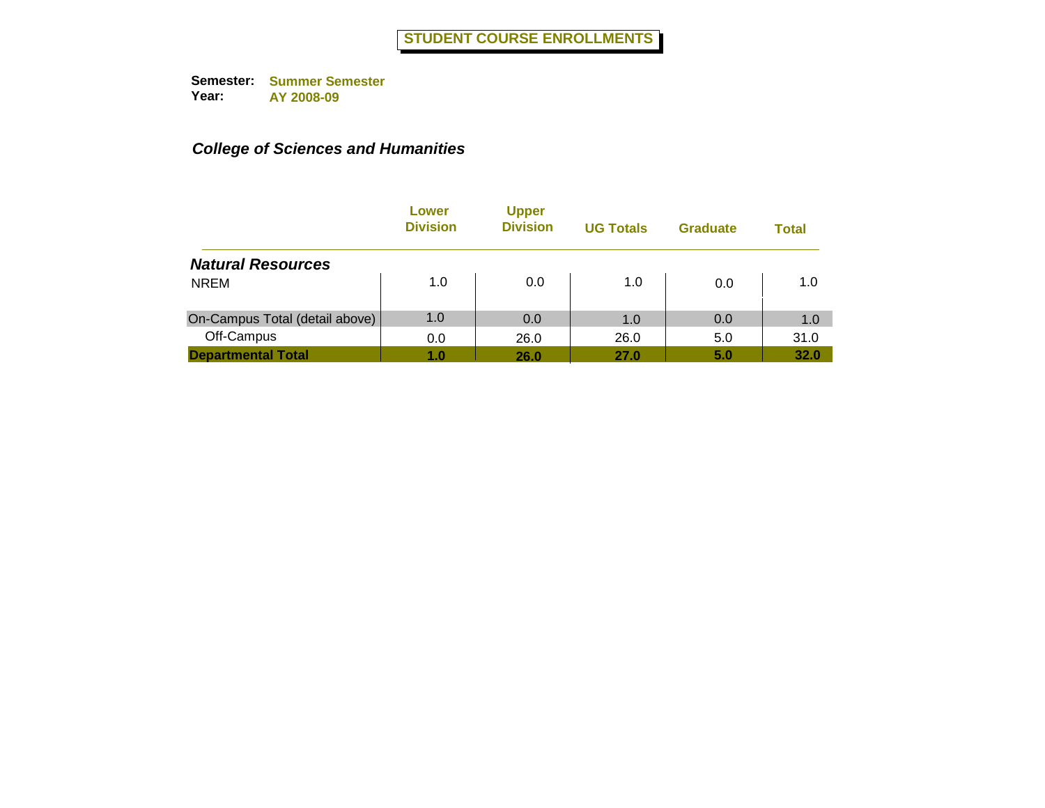# STUDENT COURSE ENROLLMENTS

**Semester:** Summer Semester
**Year:** AY 2008-09

## *College of Sciences and Humanities*

| | Lower Division | Upper Division | UG Totals | Graduate | Total |
|---|---|---|---|---|---|
| ***Natural Resources*** | | | | | |
| NREM | 1.0 | 0.0 | 1.0 | 0.0 | 1.0 |
| On-Campus Total (detail above) | 1.0 | 0.0 | 1.0 | 0.0 | 1.0 |
| Off-Campus | 0.0 | 26.0 | 26.0 | 5.0 | 31.0 |
| **Departmental Total** | **1.0** | **26.0** | **27.0** | **5.0** | **32.0** |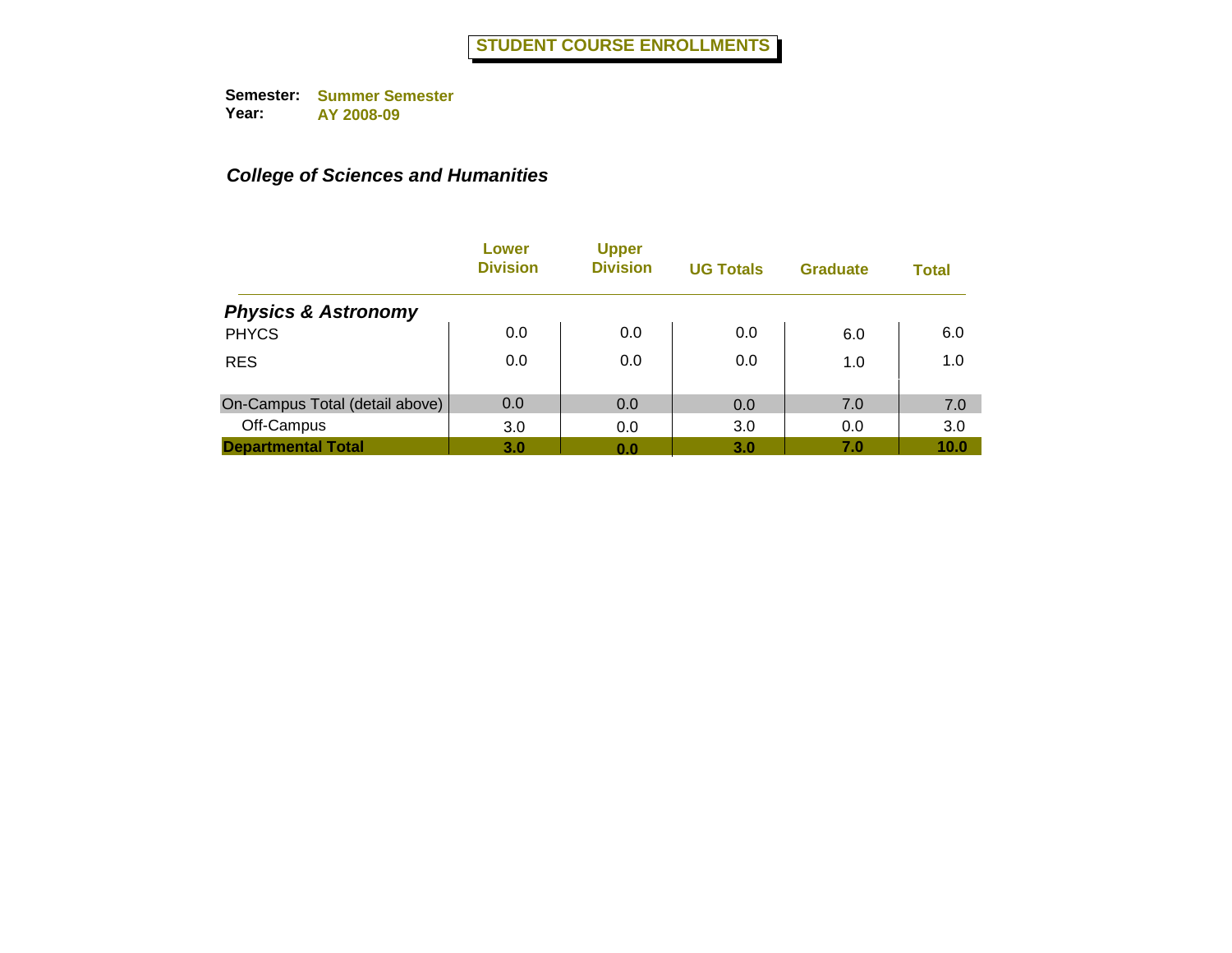# STUDENT COURSE ENROLLMENTS

**Semester:** Summer Semester
**Year:** AY 2008-09

***College of Sciences and Humanities***

| | Lower Division | Upper Division | UG Totals | Graduate | Total |
|---|---|---|---|---|---|
| ***Physics & Astronomy*** | | | | | |
| PHYCS | 0.0 | 0.0 | 0.0 | 6.0 | 6.0 |
| RES | 0.0 | 0.0 | 0.0 | 1.0 | 1.0 |
| On-Campus Total (detail above) | 0.0 | 0.0 | 0.0 | 7.0 | 7.0 |
| Off-Campus | 3.0 | 0.0 | 3.0 | 0.0 | 3.0 |
| **Departmental Total** | **3.0** | **0.0** | **3.0** | **7.0** | **10.0** |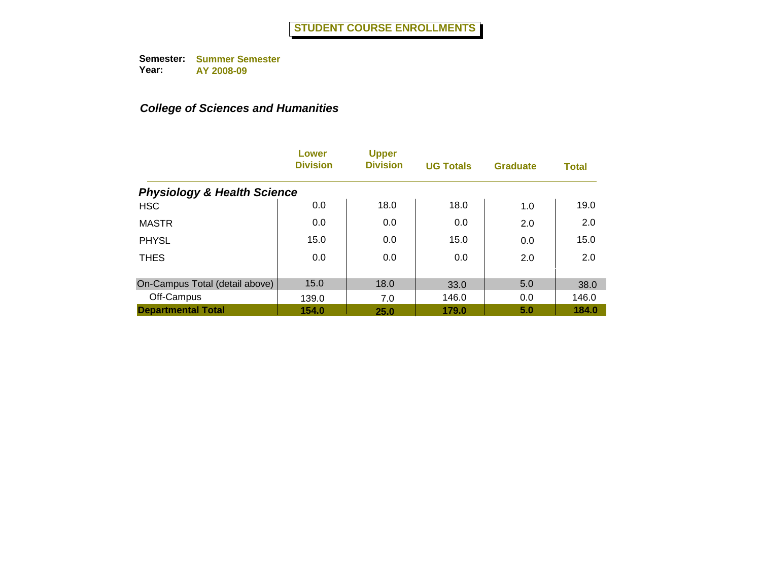# STUDENT COURSE ENROLLMENTS

**Semester:** Summer Semester
**Year:** AY 2008-09

***College of Sciences and Humanities***

| | Lower Division | Upper Division | UG Totals | Graduate | Total |
|---|---|---|---|---|---|
| ***Physiology & Health Science*** | | | | | |
| HSC | 0.0 | 18.0 | 18.0 | 1.0 | 19.0 |
| MASTR | 0.0 | 0.0 | 0.0 | 2.0 | 2.0 |
| PHYSL | 15.0 | 0.0 | 15.0 | 0.0 | 15.0 |
| THES | 0.0 | 0.0 | 0.0 | 2.0 | 2.0 |
| On-Campus Total (detail above) | 15.0 | 18.0 | 33.0 | 5.0 | 38.0 |
| Off-Campus | 139.0 | 7.0 | 146.0 | 0.0 | 146.0 |
| **Departmental Total** | **154.0** | **25.0** | **179.0** | **5.0** | **184.0** |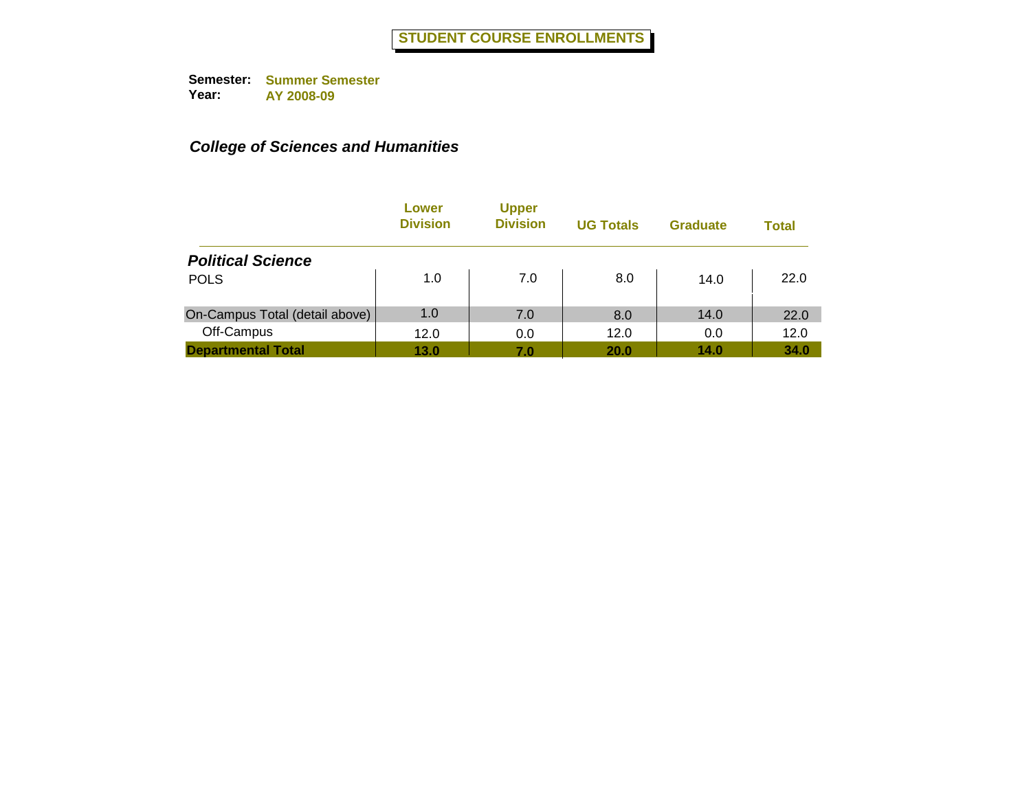# STUDENT COURSE ENROLLMENTS

**Semester:** Summer Semester
**Year:** AY 2008-09

## *College of Sciences and Humanities*

| | Lower Division | Upper Division | UG Totals | Graduate | Total |
|---|---|---|---|---|---|
| ***Political Science*** | | | | | |
| POLS | 1.0 | 7.0 | 8.0 | 14.0 | 22.0 |
| On-Campus Total (detail above) | 1.0 | 7.0 | 8.0 | 14.0 | 22.0 |
| Off-Campus | 12.0 | 0.0 | 12.0 | 0.0 | 12.0 |
| **Departmental Total** | **13.0** | **7.0** | **20.0** | **14.0** | **34.0** |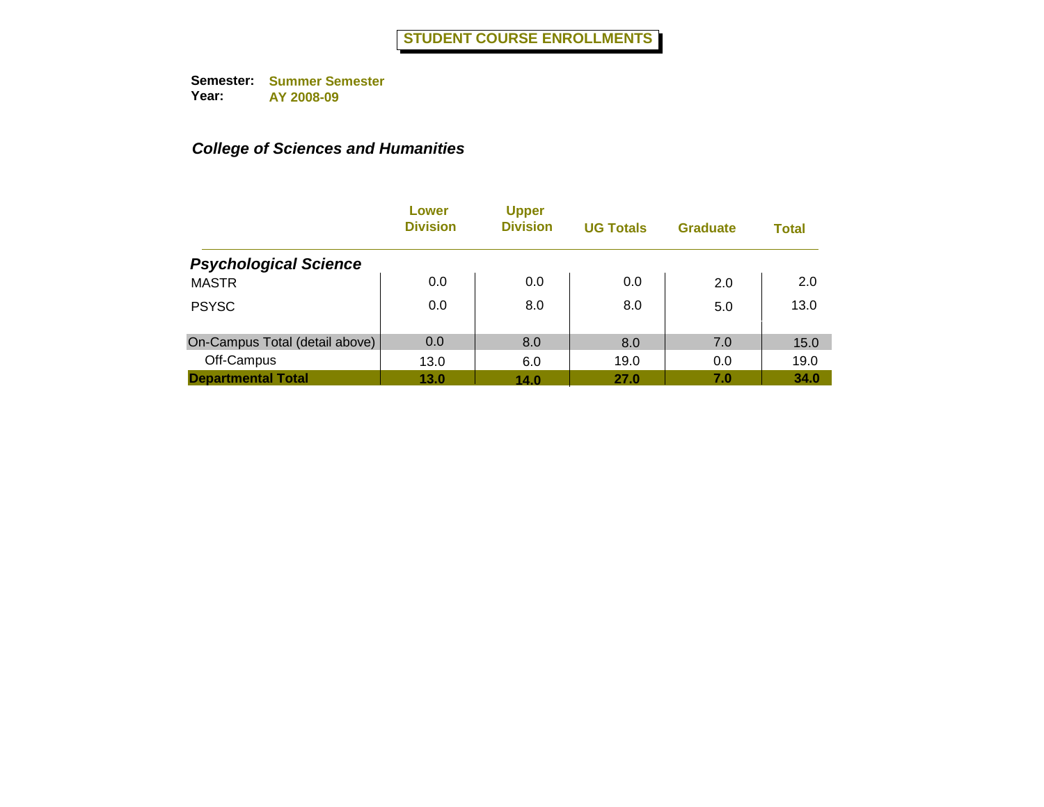# STUDENT COURSE ENROLLMENTS

**Semester:** Summer Semester
**Year:** AY 2008-09

## *College of Sciences and Humanities*

| | Lower Division | Upper Division | UG Totals | Graduate | Total |
|---|---|---|---|---|---|
| ***Psychological Science*** | | | | | |
| MASTR | 0.0 | 0.0 | 0.0 | 2.0 | 2.0 |
| PSYSC | 0.0 | 8.0 | 8.0 | 5.0 | 13.0 |
| On-Campus Total (detail above) | 0.0 | 8.0 | 8.0 | 7.0 | 15.0 |
| Off-Campus | 13.0 | 6.0 | 19.0 | 0.0 | 19.0 |
| **Departmental Total** | **13.0** | **14.0** | **27.0** | **7.0** | **34.0** |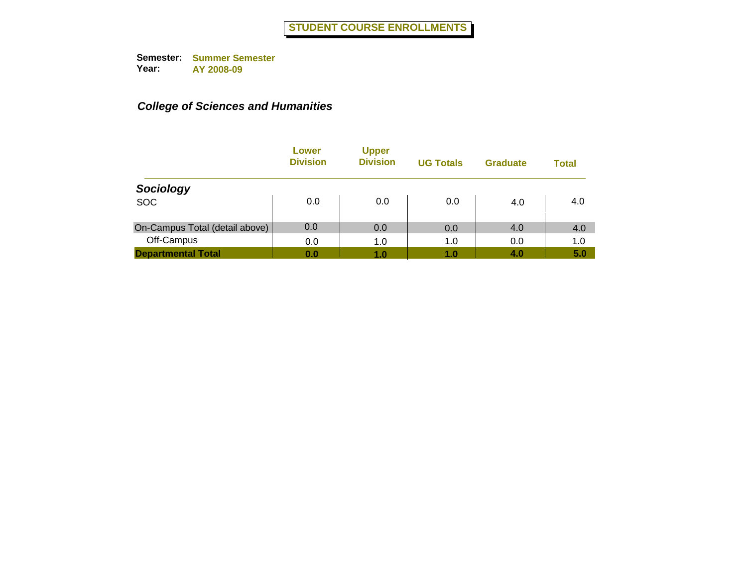# STUDENT COURSE ENROLLMENTS

**Semester:** Summer Semester
**Year:** AY 2008-09

***College of Sciences and Humanities***

| | Lower Division | Upper Division | UG Totals | Graduate | Total |
|---|---|---|---|---|---|
| ***Sociology*** | | | | | |
| SOC | 0.0 | 0.0 | 0.0 | 4.0 | 4.0 |
| On-Campus Total (detail above) | 0.0 | 0.0 | 0.0 | 4.0 | 4.0 |
| Off-Campus | 0.0 | 1.0 | 1.0 | 0.0 | 1.0 |
| **Departmental Total** | **0.0** | **1.0** | **1.0** | **4.0** | **5.0** |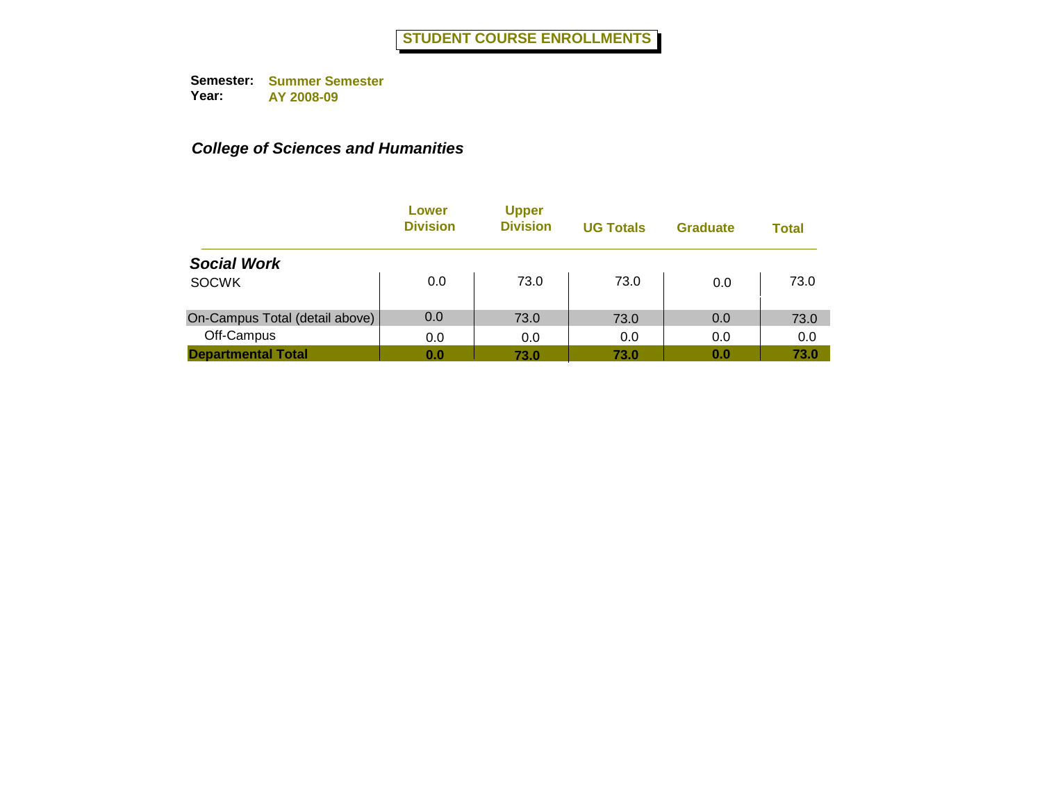# STUDENT COURSE ENROLLMENTS

**Semester:** Summer Semester
**Year:** AY 2008-09

***College of Sciences and Humanities***

| | Lower Division | Upper Division | UG Totals | Graduate | Total |
|---|---|---|---|---|---|
| ***Social Work*** | | | | | |
| SOCWK | 0.0 | 73.0 | 73.0 | 0.0 | 73.0 |
| On-Campus Total (detail above) | 0.0 | 73.0 | 73.0 | 0.0 | 73.0 |
| Off-Campus | 0.0 | 0.0 | 0.0 | 0.0 | 0.0 |
| **Departmental Total** | **0.0** | **73.0** | **73.0** | **0.0** | **73.0** |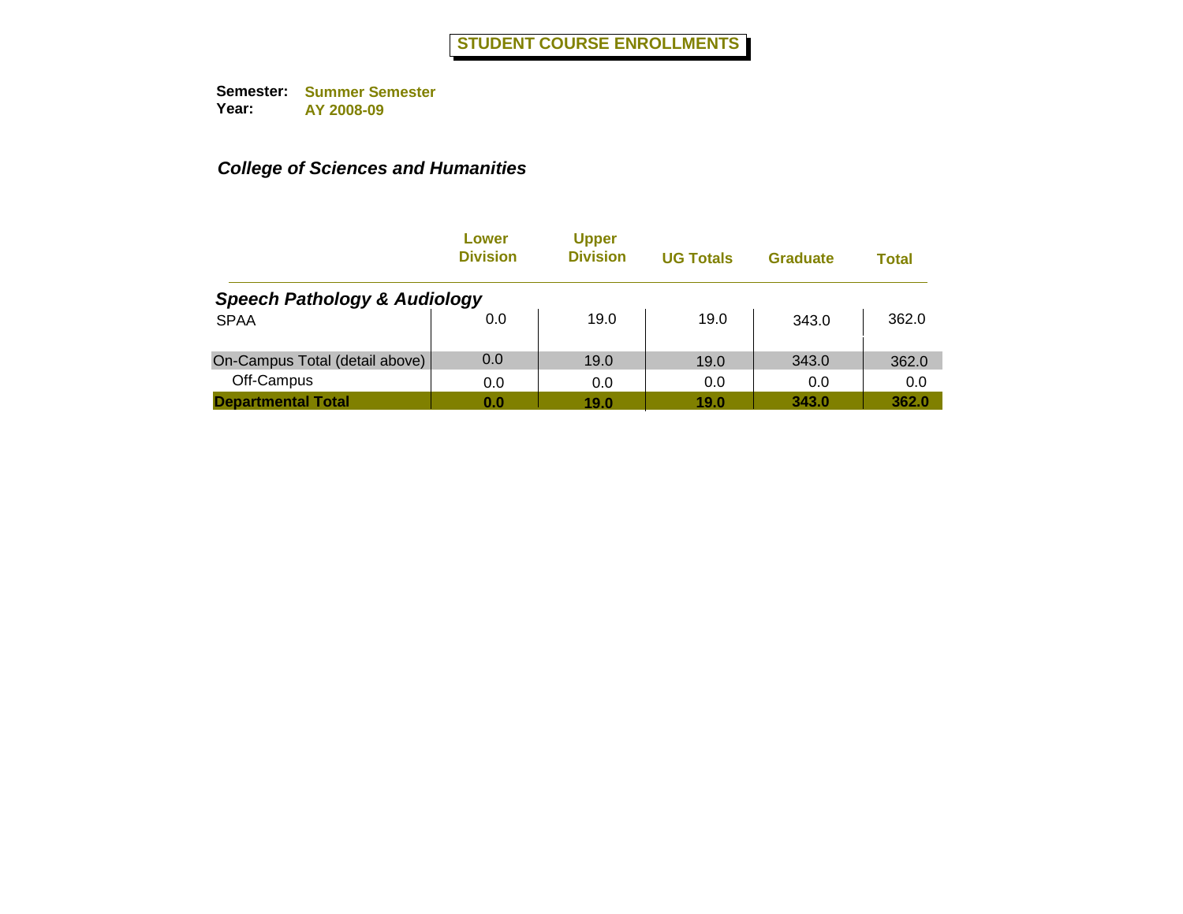# STUDENT COURSE ENROLLMENTS

**Semester:** Summer Semester
**Year:** AY 2008-09

## *College of Sciences and Humanities*

| | Lower Division | Upper Division | UG Totals | Graduate | Total |
|---|---|---|---|---|---|
| ***Speech Pathology & Audiology*** | | | | | |
| SPAA | 0.0 | 19.0 | 19.0 | 343.0 | 362.0 |
| On-Campus Total (detail above) | 0.0 | 19.0 | 19.0 | 343.0 | 362.0 |
| Off-Campus | 0.0 | 0.0 | 0.0 | 0.0 | 0.0 |
| **Departmental Total** | **0.0** | **19.0** | **19.0** | **343.0** | **362.0** |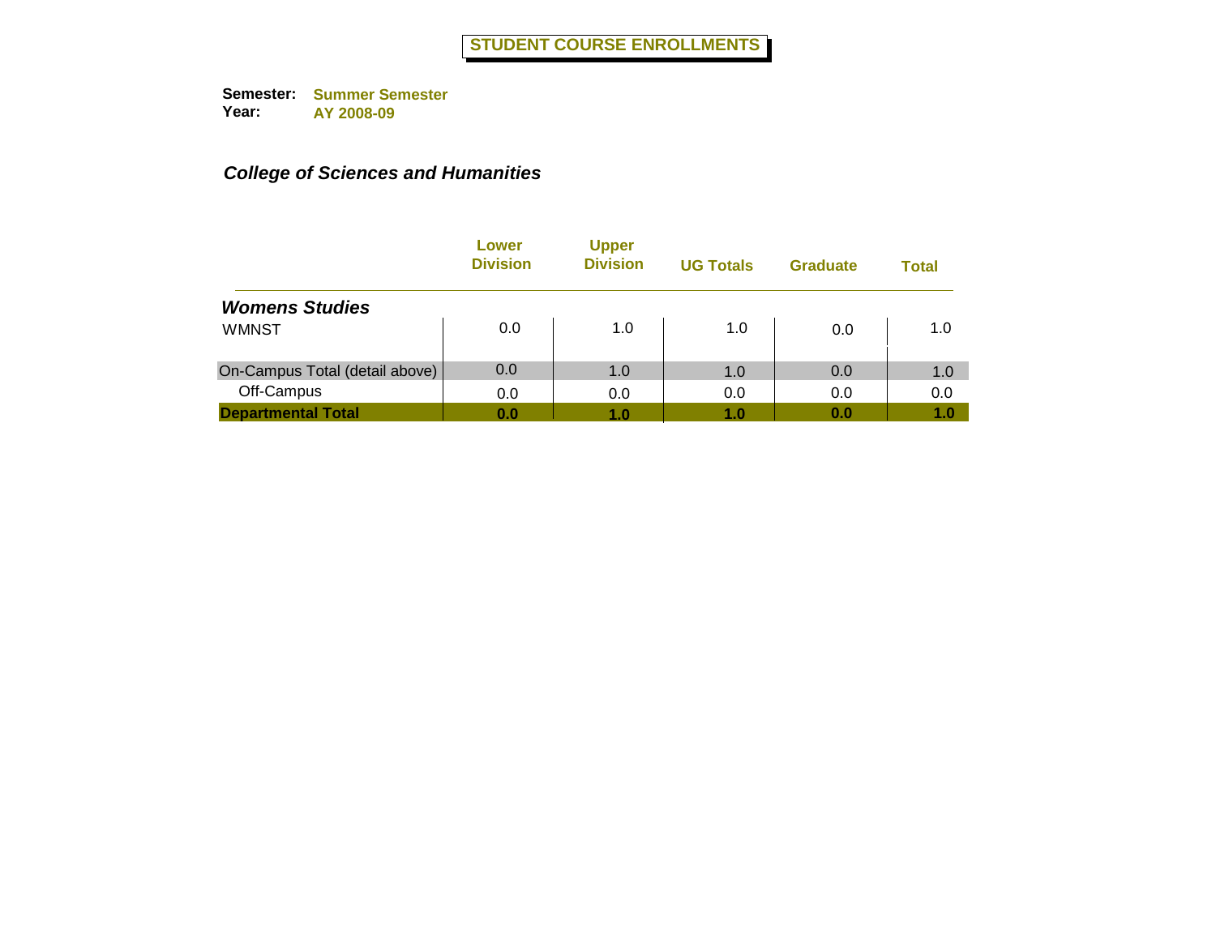# STUDENT COURSE ENROLLMENTS

**Semester:** Summer Semester
**Year:** AY 2008-09

## *College of Sciences and Humanities*

| | Lower Division | Upper Division | UG Totals | Graduate | Total |
|---|---|---|---|---|---|
| ***Womens Studies*** | | | | | |
| WMNST | 0.0 | 1.0 | 1.0 | 0.0 | 1.0 |
| On-Campus Total (detail above) | 0.0 | 1.0 | 1.0 | 0.0 | 1.0 |
| Off-Campus | 0.0 | 0.0 | 0.0 | 0.0 | 0.0 |
| **Departmental Total** | **0.0** | **1.0** | **1.0** | **0.0** | **1.0** |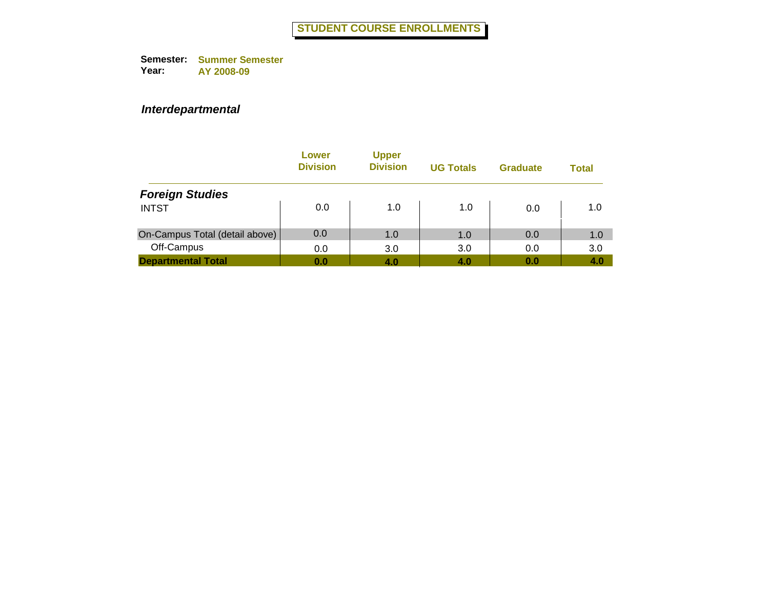# STUDENT COURSE ENROLLMENTS

**Semester:** Summer Semester
**Year:** AY 2008-09

***Interdepartmental***

| | Lower Division | Upper Division | UG Totals | Graduate | Total |
|---|---|---|---|---|---|
| ***Foreign Studies*** | | | | | |
| INTST | 0.0 | 1.0 | 1.0 | 0.0 | 1.0 |
| On-Campus Total (detail above) | 0.0 | 1.0 | 1.0 | 0.0 | 1.0 |
| Off-Campus | 0.0 | 3.0 | 3.0 | 0.0 | 3.0 |
| **Departmental Total** | **0.0** | **4.0** | **4.0** | **0.0** | **4.0** |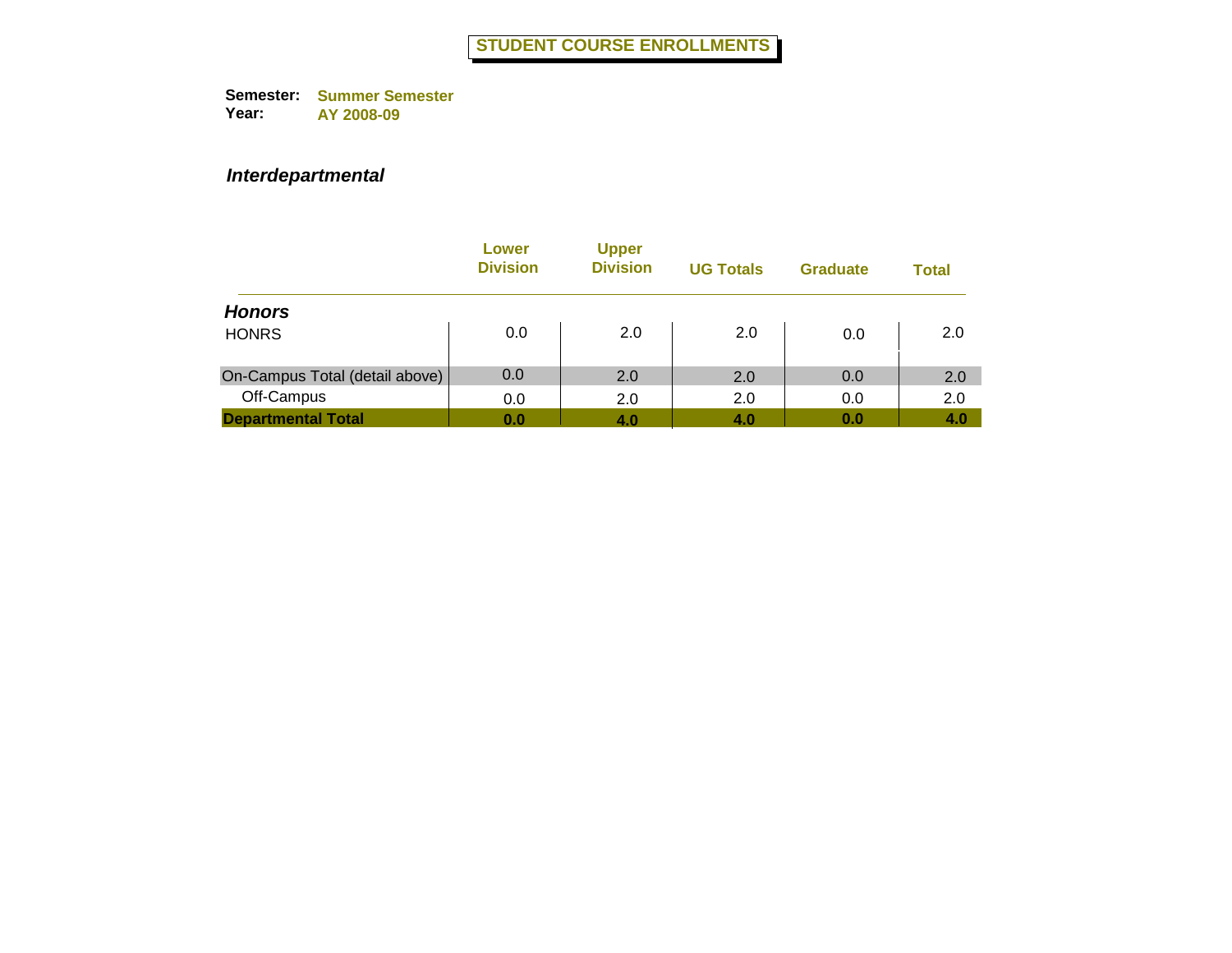# STUDENT COURSE ENROLLMENTS

**Semester:** Summer Semester
**Year:** AY 2008-09

***Interdepartmental***

| | Lower Division | Upper Division | UG Totals | Graduate | Total |
|---|---|---|---|---|---|
| ***Honors*** | | | | | |
| HONRS | 0.0 | 2.0 | 2.0 | 0.0 | 2.0 |
| On-Campus Total (detail above) | 0.0 | 2.0 | 2.0 | 0.0 | 2.0 |
| Off-Campus | 0.0 | 2.0 | 2.0 | 0.0 | 2.0 |
| **Departmental Total** | **0.0** | **4.0** | **4.0** | **0.0** | **4.0** |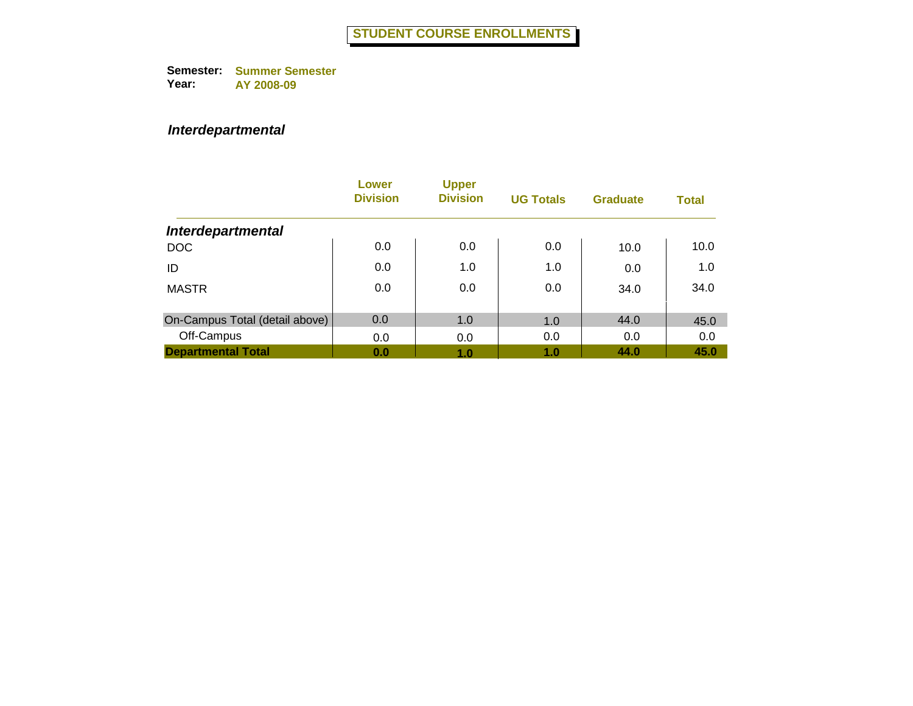# STUDENT COURSE ENROLLMENTS

**Semester:** Summer Semester
**Year:** AY 2008-09

## *Interdepartmental*

| | Lower Division | Upper Division | UG Totals | Graduate | Total |
|---|---|---|---|---|---|
| ***Interdepartmental*** | | | | | |
| DOC | 0.0 | 0.0 | 0.0 | 10.0 | 10.0 |
| ID | 0.0 | 1.0 | 1.0 | 0.0 | 1.0 |
| MASTR | 0.0 | 0.0 | 0.0 | 34.0 | 34.0 |
| On-Campus Total (detail above) | 0.0 | 1.0 | 1.0 | 44.0 | 45.0 |
| Off-Campus | 0.0 | 0.0 | 0.0 | 0.0 | 0.0 |
| **Departmental Total** | **0.0** | **1.0** | **1.0** | **44.0** | **45.0** |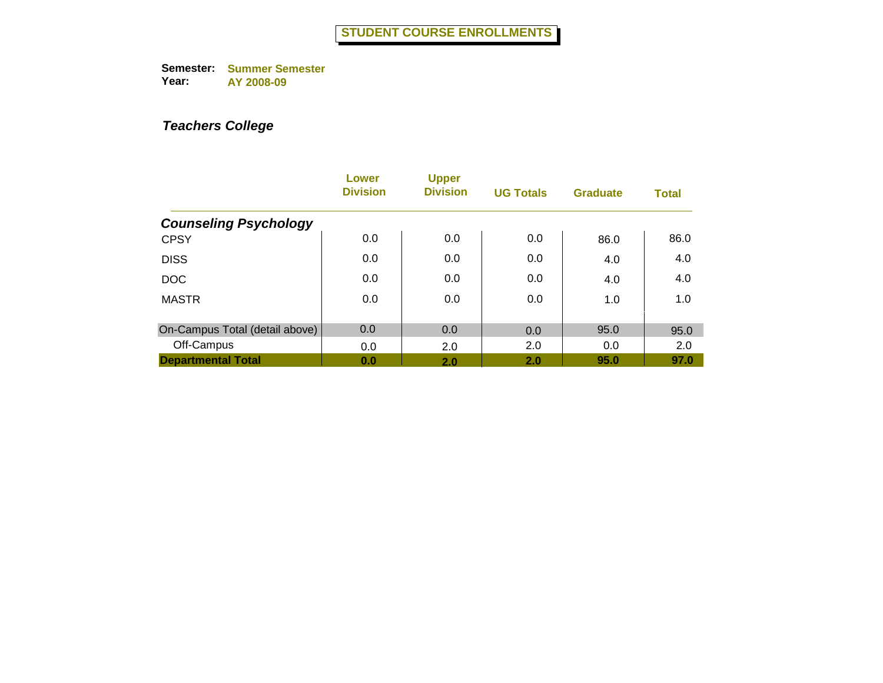# STUDENT COURSE ENROLLMENTS

**Semester:** Summer Semester
**Year:** AY 2008-09

***Teachers College***

| | Lower Division | Upper Division | UG Totals | Graduate | Total |
|---|---|---|---|---|---|
| ***Counseling Psychology*** | | | | | |
| CPSY | 0.0 | 0.0 | 0.0 | 86.0 | 86.0 |
| DISS | 0.0 | 0.0 | 0.0 | 4.0 | 4.0 |
| DOC | 0.0 | 0.0 | 0.0 | 4.0 | 4.0 |
| MASTR | 0.0 | 0.0 | 0.0 | 1.0 | 1.0 |
| On-Campus Total (detail above) | 0.0 | 0.0 | 0.0 | 95.0 | 95.0 |
| Off-Campus | 0.0 | 2.0 | 2.0 | 0.0 | 2.0 |
| **Departmental Total** | **0.0** | **2.0** | **2.0** | **95.0** | **97.0** |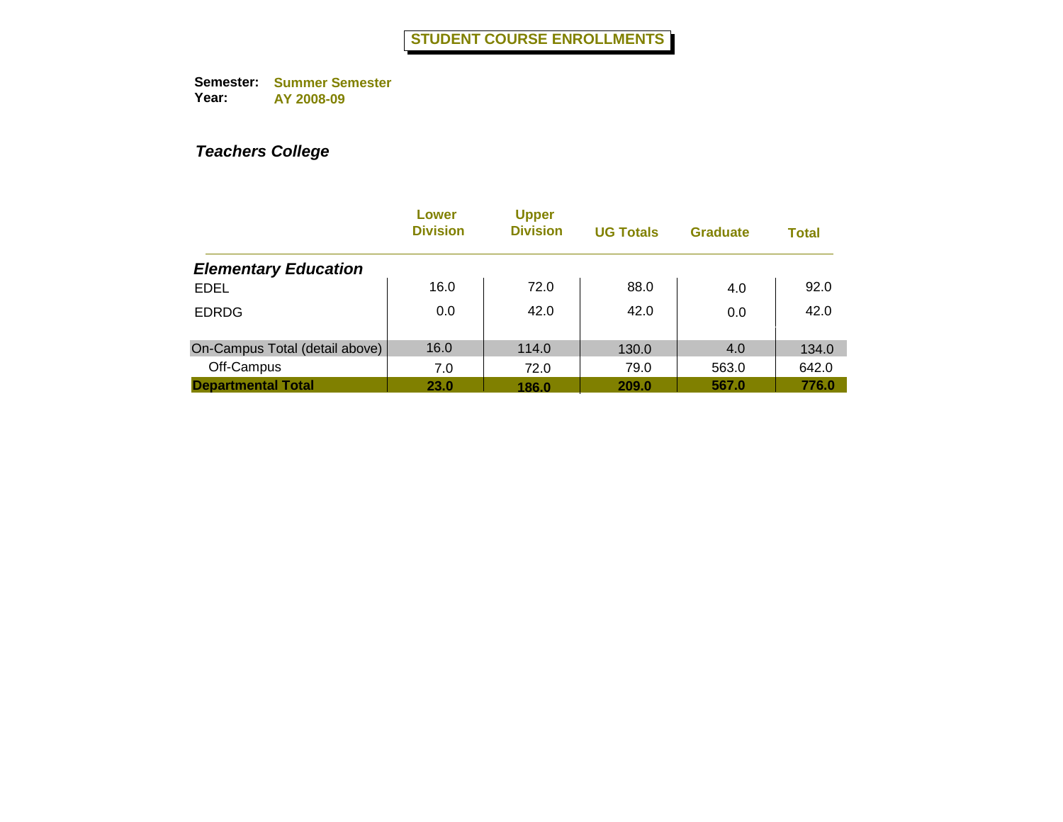# STUDENT COURSE ENROLLMENTS

**Semester:** Summer Semester
**Year:** AY 2008-09

***Teachers College***

| | Lower Division | Upper Division | UG Totals | Graduate | Total |
|---|---|---|---|---|---|
| ***Elementary Education*** | | | | | |
| EDEL | 16.0 | 72.0 | 88.0 | 4.0 | 92.0 |
| EDRDG | 0.0 | 42.0 | 42.0 | 0.0 | 42.0 |
| On-Campus Total (detail above) | 16.0 | 114.0 | 130.0 | 4.0 | 134.0 |
| Off-Campus | 7.0 | 72.0 | 79.0 | 563.0 | 642.0 |
| **Departmental Total** | **23.0** | **186.0** | **209.0** | **567.0** | **776.0** |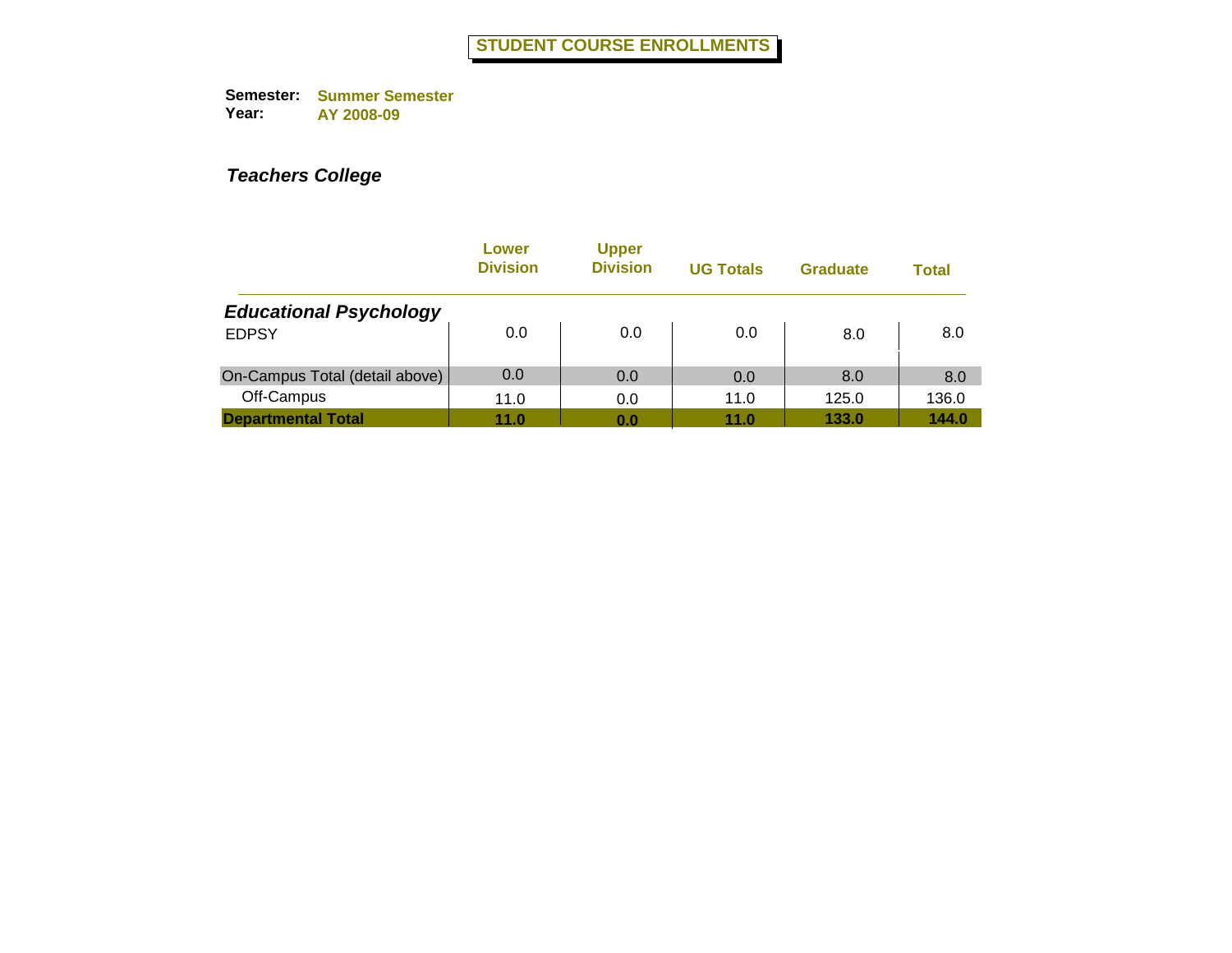# STUDENT COURSE ENROLLMENTS

**Semester:** Summer Semester
**Year:** AY 2008-09

***Teachers College***

| | Lower Division | Upper Division | UG Totals | Graduate | Total |
|---|---|---|---|---|---|
| ***Educational Psychology*** | | | | | |
| EDPSY | 0.0 | 0.0 | 0.0 | 8.0 | 8.0 |
| On-Campus Total (detail above) | 0.0 | 0.0 | 0.0 | 8.0 | 8.0 |
| Off-Campus | 11.0 | 0.0 | 11.0 | 125.0 | 136.0 |
| **Departmental Total** | **11.0** | **0.0** | **11.0** | **133.0** | **144.0** |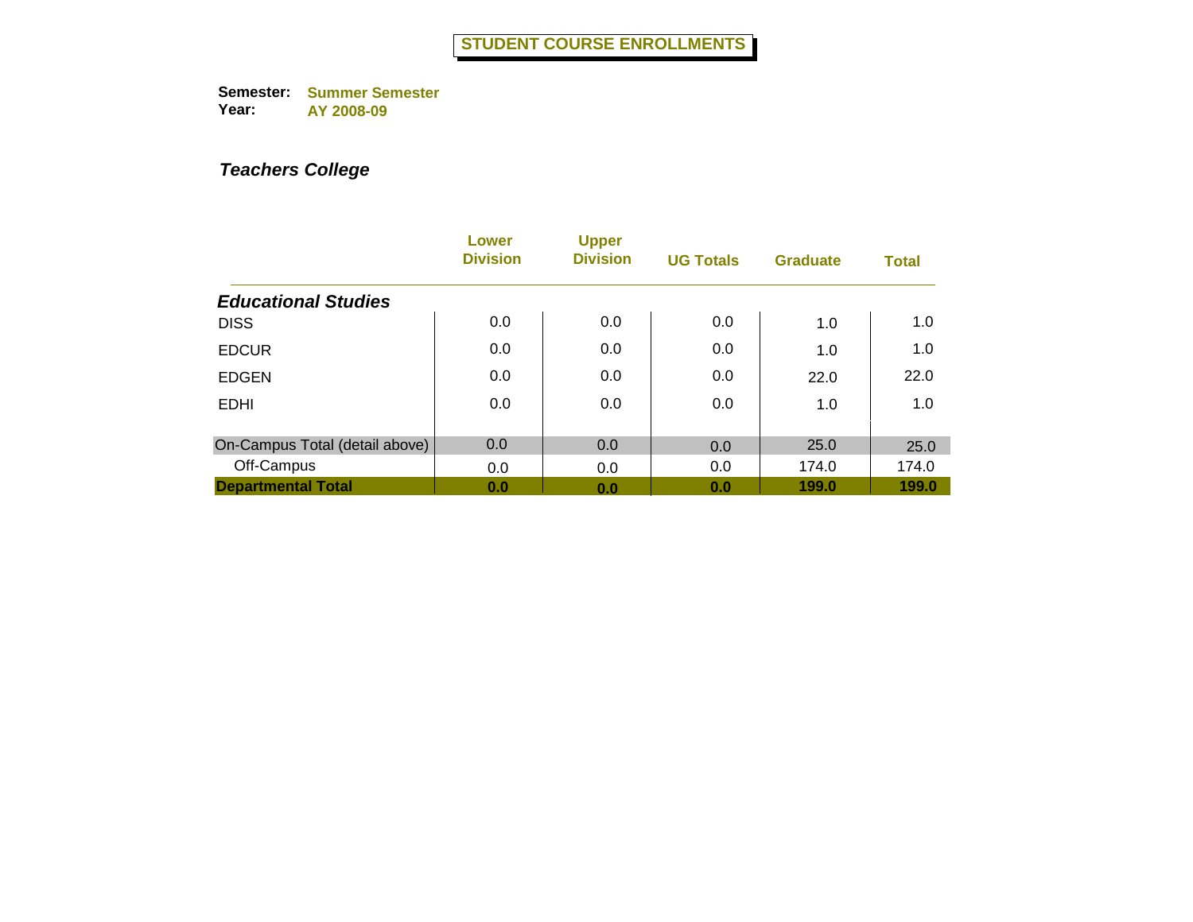# STUDENT COURSE ENROLLMENTS

**Semester:** Summer Semester
**Year:** AY 2008-09

***Teachers College***

| | Lower Division | Upper Division | UG Totals | Graduate | Total |
|---|---|---|---|---|---|
| ***Educational Studies*** | | | | | |
| DISS | 0.0 | 0.0 | 0.0 | 1.0 | 1.0 |
| EDCUR | 0.0 | 0.0 | 0.0 | 1.0 | 1.0 |
| EDGEN | 0.0 | 0.0 | 0.0 | 22.0 | 22.0 |
| EDHI | 0.0 | 0.0 | 0.0 | 1.0 | 1.0 |
| On-Campus Total (detail above) | 0.0 | 0.0 | 0.0 | 25.0 | 25.0 |
| Off-Campus | 0.0 | 0.0 | 0.0 | 174.0 | 174.0 |
| **Departmental Total** | **0.0** | **0.0** | **0.0** | **199.0** | **199.0** |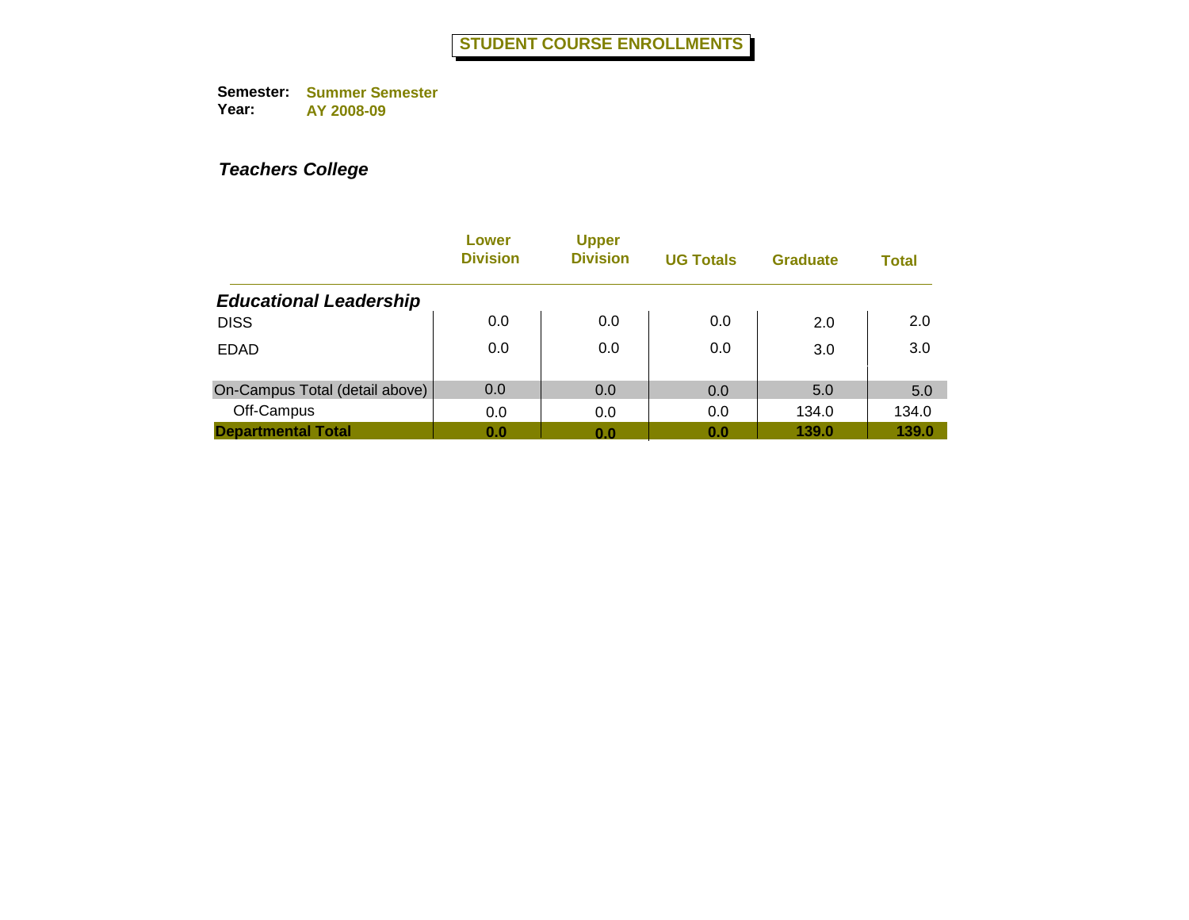# STUDENT COURSE ENROLLMENTS

**Semester:** Summer Semester
**Year:** AY 2008-09

***Teachers College***

| | Lower Division | Upper Division | UG Totals | Graduate | Total |
|---|---|---|---|---|---|
| ***Educational Leadership*** | | | | | |
| DISS | 0.0 | 0.0 | 0.0 | 2.0 | 2.0 |
| EDAD | 0.0 | 0.0 | 0.0 | 3.0 | 3.0 |
| On-Campus Total (detail above) | 0.0 | 0.0 | 0.0 | 5.0 | 5.0 |
| Off-Campus | 0.0 | 0.0 | 0.0 | 134.0 | 134.0 |
| **Departmental Total** | **0.0** | **0.0** | **0.0** | **139.0** | **139.0** |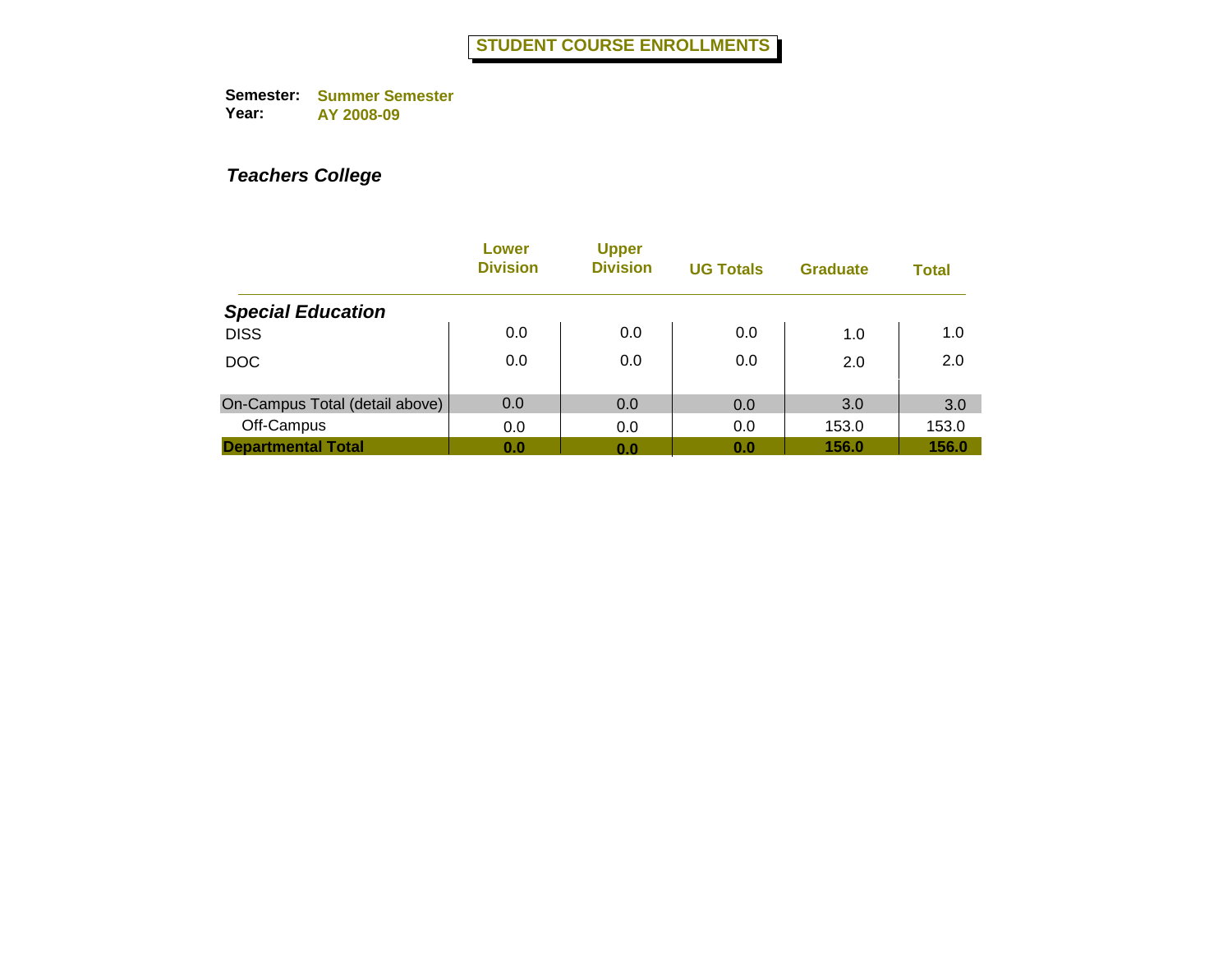# STUDENT COURSE ENROLLMENTS

**Semester:** **Summer Semester**
**Year:** **AY 2008-09**

## *Teachers College*

| | Lower Division | Upper Division | UG Totals | Graduate | Total |
|---|---|---|---|---|---|
| ***Special Education*** | | | | | |
| DISS | 0.0 | 0.0 | 0.0 | 1.0 | 1.0 |
| DOC | 0.0 | 0.0 | 0.0 | 2.0 | 2.0 |
| On-Campus Total (detail above) | 0.0 | 0.0 | 0.0 | 3.0 | 3.0 |
| Off-Campus | 0.0 | 0.0 | 0.0 | 153.0 | 153.0 |
| **Departmental Total** | **0.0** | **0.0** | **0.0** | **156.0** | **156.0** |